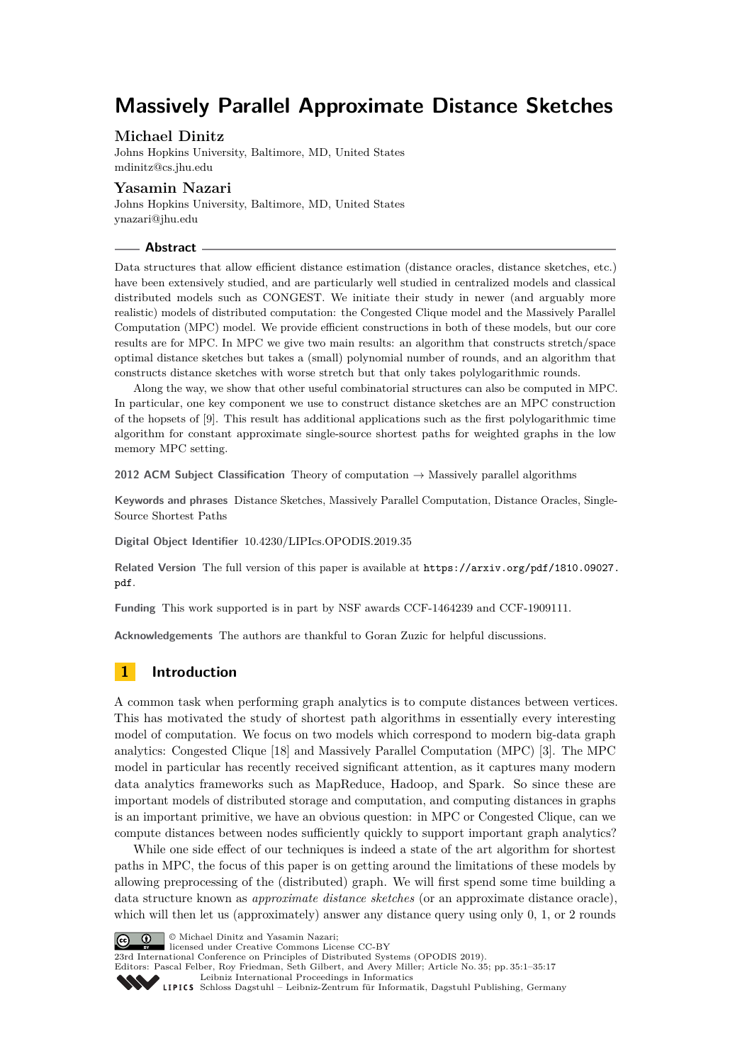# Massively Parallel Approximate Distance Sketches

**Michael Dinitz**
Johns Hopkins University, Baltimore, MD, United States
mdinitz@cs.jhu.edu

**Yasamin Nazari**
Johns Hopkins University, Baltimore, MD, United States
ynazari@jhu.edu

## Abstract

Data structures that allow efficient distance estimation (distance oracles, distance sketches, etc.) have been extensively studied, and are particularly well studied in centralized models and classical distributed models such as CONGEST. We initiate their study in newer (and arguably more realistic) models of distributed computation: the Congested Clique model and the Massively Parallel Computation (MPC) model. We provide efficient constructions in both of these models, but our core results are for MPC. In MPC we give two main results: an algorithm that constructs stretch/space optimal distance sketches but takes a (small) polynomial number of rounds, and an algorithm that constructs distance sketches with worse stretch but that only takes polylogarithmic rounds.

Along the way, we show that other useful combinatorial structures can also be computed in MPC. In particular, one key component we use to construct distance sketches are an MPC construction of the hopsets of [9]. This result has additional applications such as the first polylogarithmic time algorithm for constant approximate single-source shortest paths for weighted graphs in the low memory MPC setting.

**2012 ACM Subject Classification** Theory of computation → Massively parallel algorithms

**Keywords and phrases** Distance Sketches, Massively Parallel Computation, Distance Oracles, Single-Source Shortest Paths

**Digital Object Identifier** 10.4230/LIPIcs.OPODIS.2019.35

**Related Version** The full version of this paper is available at `https://arxiv.org/pdf/1810.09027.pdf`.

**Funding** This work supported is in part by NSF awards CCF-1464239 and CCF-1909111.

**Acknowledgements** The authors are thankful to Goran Zuzic for helpful discussions.

## 1 Introduction

A common task when performing graph analytics is to compute distances between vertices. This has motivated the study of shortest path algorithms in essentially every interesting model of computation. We focus on two models which correspond to modern big-data graph analytics: Congested Clique [18] and Massively Parallel Computation (MPC) [3]. The MPC model in particular has recently received significant attention, as it captures many modern data analytics frameworks such as MapReduce, Hadoop, and Spark. So since these are important models of distributed storage and computation, and computing distances in graphs is an important primitive, we have an obvious question: in MPC or Congested Clique, can we compute distances between nodes sufficiently quickly to support important graph analytics?

While one side effect of our techniques is indeed a state of the art algorithm for shortest paths in MPC, the focus of this paper is on getting around the limitations of these models by allowing preprocessing of the (distributed) graph. We will first spend some time building a data structure known as *approximate distance sketches* (or an approximate distance oracle), which will then let us (approximately) answer any distance query using only 0, 1, or 2 rounds

© Michael Dinitz and Yasamin Nazari;
licensed under Creative Commons License CC-BY
23rd International Conference on Principles of Distributed Systems (OPODIS 2019).
Editors: Pascal Felber, Roy Friedman, Seth Gilbert, and Avery Miller; Article No. 35; pp. 35:1–35:17
Leibniz International Proceedings in Informatics
Schloss Dagstuhl – Leibniz-Zentrum für Informatik, Dagstuhl Publishing, Germany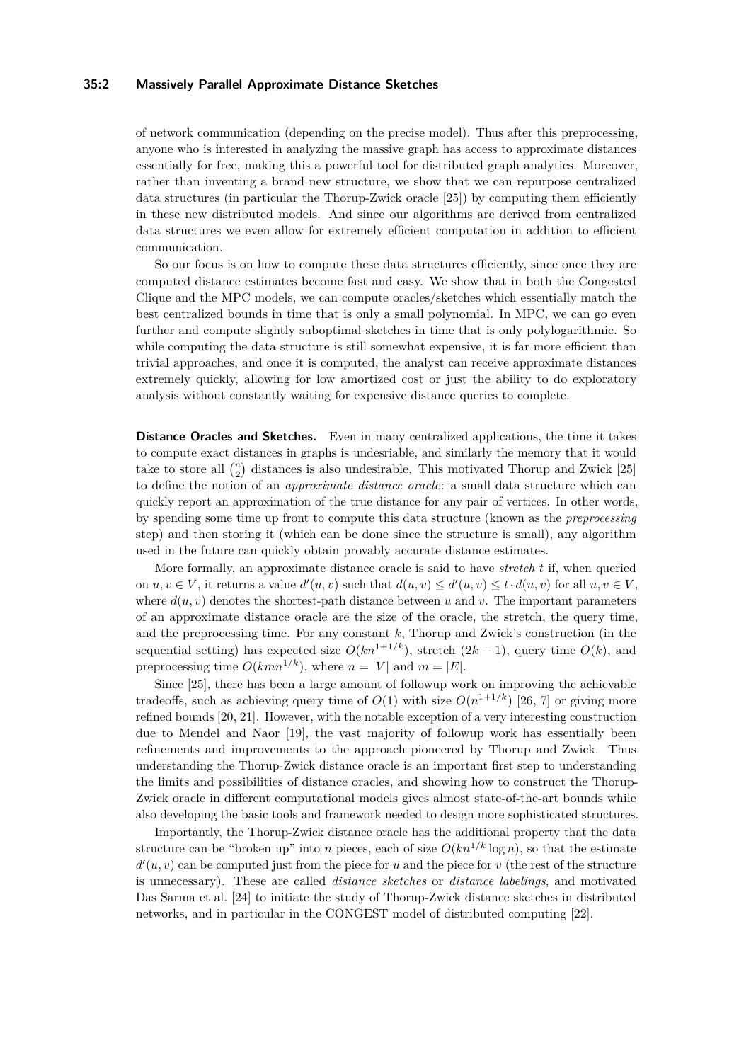of network communication (depending on the precise model). Thus after this preprocessing, anyone who is interested in analyzing the massive graph has access to approximate distances essentially for free, making this a powerful tool for distributed graph analytics. Moreover, rather than inventing a brand new structure, we show that we can repurpose centralized data structures (in particular the Thorup-Zwick oracle [25]) by computing them efficiently in these new distributed models. And since our algorithms are derived from centralized data structures we even allow for extremely efficient computation in addition to efficient communication.

So our focus is on how to compute these data structures efficiently, since once they are computed distance estimates become fast and easy. We show that in both the Congested Clique and the MPC models, we can compute oracles/sketches which essentially match the best centralized bounds in time that is only a small polynomial. In MPC, we can go even further and compute slightly suboptimal sketches in time that is only polylogarithmic. So while computing the data structure is still somewhat expensive, it is far more efficient than trivial approaches, and once it is computed, the analyst can receive approximate distances extremely quickly, allowing for low amortized cost or just the ability to do exploratory analysis without constantly waiting for expensive distance queries to complete.

**Distance Oracles and Sketches.** Even in many centralized applications, the time it takes to compute exact distances in graphs is undesriable, and similarly the memory that it would take to store all $\binom{n}{2}$ distances is also undesirable. This motivated Thorup and Zwick [25] to define the notion of an *approximate distance oracle*: a small data structure which can quickly report an approximation of the true distance for any pair of vertices. In other words, by spending some time up front to compute this data structure (known as the *preprocessing* step) and then storing it (which can be done since the structure is small), any algorithm used in the future can quickly obtain provably accurate distance estimates.

More formally, an approximate distance oracle is said to have *stretch* $t$ if, when queried on $u, v \in V$, it returns a value $d'(u, v)$ such that $d(u, v) \leq d'(u, v) \leq t \cdot d(u, v)$ for all $u, v \in V$, where $d(u, v)$ denotes the shortest-path distance between $u$ and $v$. The important parameters of an approximate distance oracle are the size of the oracle, the stretch, the query time, and the preprocessing time. For any constant $k$, Thorup and Zwick's construction (in the sequential setting) has expected size $O(kn^{1+1/k})$, stretch $(2k-1)$, query time $O(k)$, and preprocessing time $O(kmn^{1/k})$, where $n = |V|$ and $m = |E|$.

Since [25], there has been a large amount of followup work on improving the achievable tradeoffs, such as achieving query time of $O(1)$ with size $O(n^{1+1/k})$ [26, 7] or giving more refined bounds [20, 21]. However, with the notable exception of a very interesting construction due to Mendel and Naor [19], the vast majority of followup work has essentially been refinements and improvements to the approach pioneered by Thorup and Zwick. Thus understanding the Thorup-Zwick distance oracle is an important first step to understanding the limits and possibilities of distance oracles, and showing how to construct the Thorup-Zwick oracle in different computational models gives almost state-of-the-art bounds while also developing the basic tools and framework needed to design more sophisticated structures.

Importantly, the Thorup-Zwick distance oracle has the additional property that the data structure can be "broken up" into $n$ pieces, each of size $O(kn^{1/k} \log n)$, so that the estimate $d'(u, v)$ can be computed just from the piece for $u$ and the piece for $v$ (the rest of the structure is unnecessary). These are called *distance sketches* or *distance labelings*, and motivated Das Sarma et al. [24] to initiate the study of Thorup-Zwick distance sketches in distributed networks, and in particular in the CONGEST model of distributed computing [22].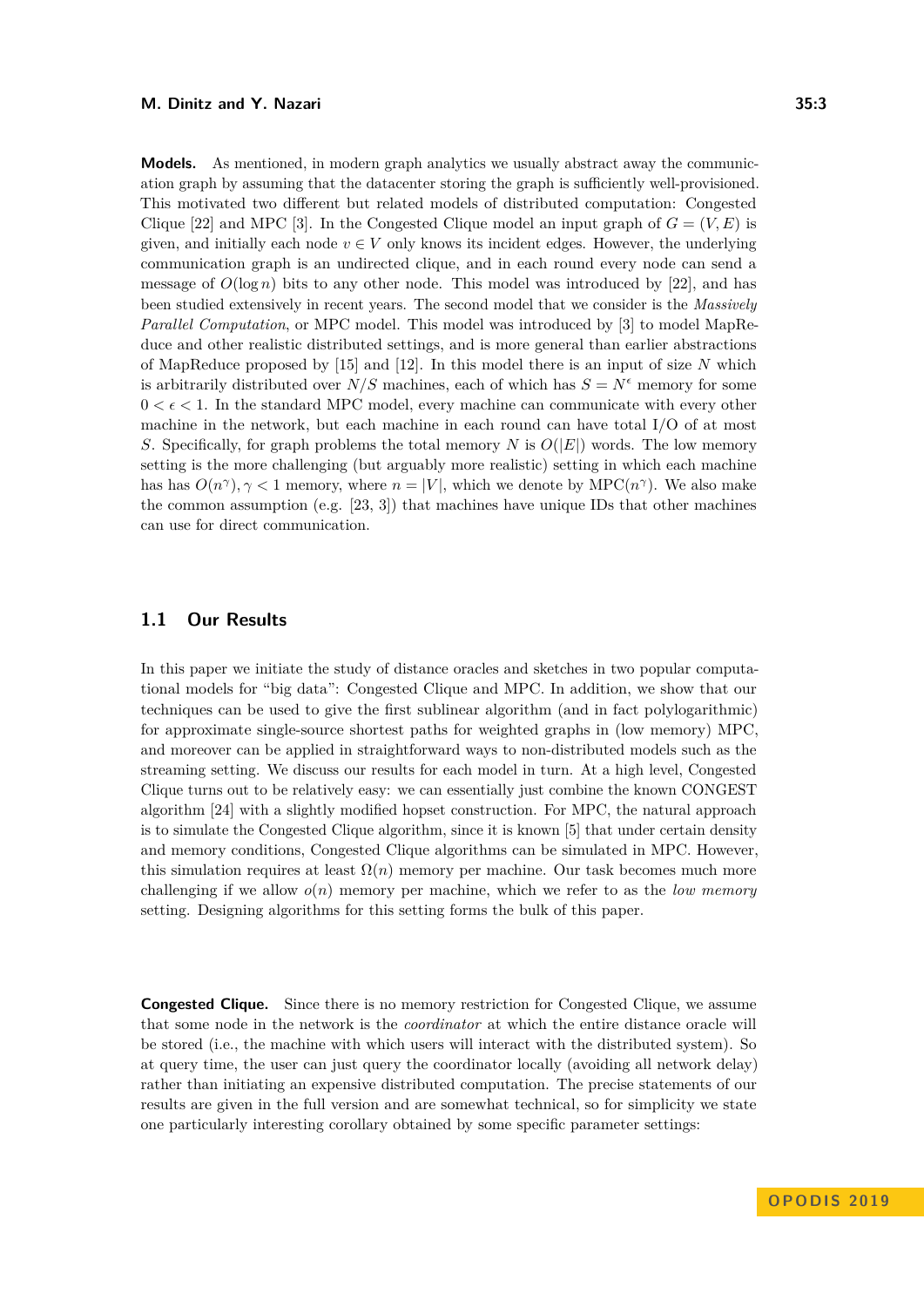**Models.** As mentioned, in modern graph analytics we usually abstract away the communication graph by assuming that the datacenter storing the graph is sufficiently well-provisioned. This motivated two different but related models of distributed computation: Congested Clique [22] and MPC [3]. In the Congested Clique model an input graph of $G = (V, E)$ is given, and initially each node $v \in V$ only knows its incident edges. However, the underlying communication graph is an undirected clique, and in each round every node can send a message of $O(\log n)$ bits to any other node. This model was introduced by [22], and has been studied extensively in recent years. The second model that we consider is the *Massively Parallel Computation*, or MPC model. This model was introduced by [3] to model MapReduce and other realistic distributed settings, and is more general than earlier abstractions of MapReduce proposed by [15] and [12]. In this model there is an input of size $N$ which is arbitrarily distributed over $N/S$ machines, each of which has $S = N^{\epsilon}$ memory for some $0 < \epsilon < 1$. In the standard MPC model, every machine can communicate with every other machine in the network, but each machine in each round can have total I/O of at most $S$. Specifically, for graph problems the total memory $N$ is $O(|E|)$ words. The low memory setting is the more challenging (but arguably more realistic) setting in which each machine has has $O(n^{\gamma}), \gamma < 1$ memory, where $n = |V|$, which we denote by MPC($n^{\gamma}$). We also make the common assumption (e.g. [23, 3]) that machines have unique IDs that other machines can use for direct communication.

## 1.1 Our Results

In this paper we initiate the study of distance oracles and sketches in two popular computational models for "big data": Congested Clique and MPC. In addition, we show that our techniques can be used to give the first sublinear algorithm (and in fact polylogarithmic) for approximate single-source shortest paths for weighted graphs in (low memory) MPC, and moreover can be applied in straightforward ways to non-distributed models such as the streaming setting. We discuss our results for each model in turn. At a high level, Congested Clique turns out to be relatively easy: we can essentially just combine the known CONGEST algorithm [24] with a slightly modified hopset construction. For MPC, the natural approach is to simulate the Congested Clique algorithm, since it is known [5] that under certain density and memory conditions, Congested Clique algorithms can be simulated in MPC. However, this simulation requires at least $\Omega(n)$ memory per machine. Our task becomes much more challenging if we allow $o(n)$ memory per machine, which we refer to as the *low memory* setting. Designing algorithms for this setting forms the bulk of this paper.

**Congested Clique.** Since there is no memory restriction for Congested Clique, we assume that some node in the network is the *coordinator* at which the entire distance oracle will be stored (i.e., the machine with which users will interact with the distributed system). So at query time, the user can just query the coordinator locally (avoiding all network delay) rather than initiating an expensive distributed computation. The precise statements of our results are given in the full version and are somewhat technical, so for simplicity we state one particularly interesting corollary obtained by some specific parameter settings: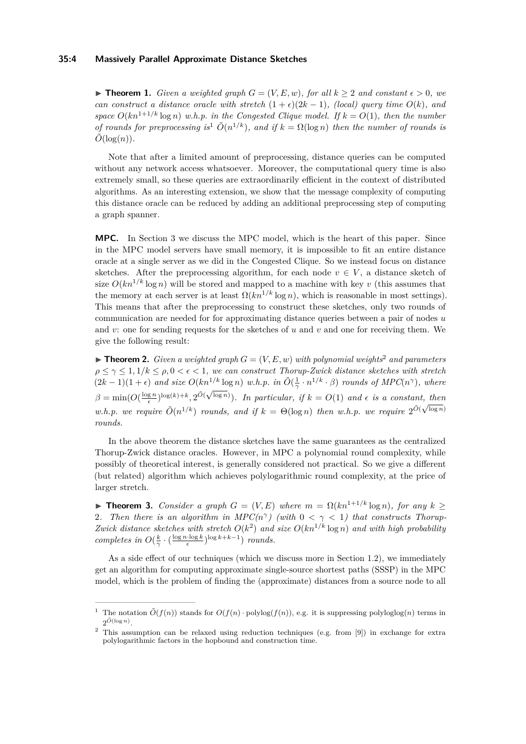▶ **Theorem 1.** *Given a weighted graph $G = (V, E, w)$, for all $k \geq 2$ and constant $\epsilon > 0$, we can construct a distance oracle with stretch $(1 + \epsilon)(2k - 1)$, (local) query time $O(k)$, and space $O(kn^{1+1/k} \log n)$ w.h.p. in the Congested Clique model. If $k = O(1)$, then the number of rounds for preprocessing is*[1] *$\tilde{O}(n^{1/k})$, and if $k = \Omega(\log n)$ then the number of rounds is $\tilde{O}(\log(n))$.*

Note that after a limited amount of preprocessing, distance queries can be computed without any network access whatsoever. Moreover, the computational query time is also extremely small, so these queries are extraordinarily efficient in the context of distributed algorithms. As an interesting extension, we show that the message complexity of computing this distance oracle can be reduced by adding an additional preprocessing step of computing a graph spanner.

**MPC.** In Section 3 we discuss the MPC model, which is the heart of this paper. Since in the MPC model servers have small memory, it is impossible to fit an entire distance oracle at a single server as we did in the Congested Clique. So we instead focus on distance sketches. After the preprocessing algorithm, for each node $v \in V$, a distance sketch of size $O(kn^{1/k} \log n)$ will be stored and mapped to a machine with key $v$ (this assumes that the memory at each server is at least $\Omega(kn^{1/k} \log n)$, which is reasonable in most settings). This means that after the preprocessing to construct these sketches, only two rounds of communication are needed for for approximating distance queries between a pair of nodes $u$ and $v$: one for sending requests for the sketches of $u$ and $v$ and one for receiving them. We give the following result:

▶ **Theorem 2.** *Given a weighted graph $G = (V, E, w)$ with polynomial weights*[2] *and parameters $\rho \leq \gamma \leq 1, 1/k \leq \rho, 0 < \epsilon < 1$, we can construct Thorup-Zwick distance sketches with stretch $(2k - 1)(1 + \epsilon)$ and size $O(kn^{1/k} \log n)$ w.h.p. in $\tilde{O}(\frac{1}{\gamma} \cdot n^{1/k} \cdot \beta)$ rounds of $MPC(n^\gamma)$, where $\beta = \min(O(\frac{\log n}{\epsilon})^{\log(k)+k}, 2^{\tilde{O}(\sqrt{\log n})})$. In particular, if $k = O(1)$ and $\epsilon$ is a constant, then w.h.p. we require $\tilde{O}(n^{1/k})$ rounds, and if $k = \Theta(\log n)$ then w.h.p. we require $2^{\tilde{O}(\sqrt{\log n})}$ rounds.*

In the above theorem the distance sketches have the same guarantees as the centralized Thorup-Zwick distance oracles. However, in MPC a polynomial round complexity, while possibly of theoretical interest, is generally considered not practical. So we give a different (but related) algorithm which achieves polylogarithmic round complexity, at the price of larger stretch.

▶ **Theorem 3.** *Consider a graph $G = (V, E)$ where $m = \Omega(kn^{1+1/k} \log n)$, for any $k \geq 2$. Then there is an algorithm in $MPC(n^\gamma)$ (with $0 < \gamma < 1$) that constructs Thorup-Zwick distance sketches with stretch $O(k^2)$ and size $O(kn^{1/k} \log n)$ and with high probability completes in $O(\frac{k}{\gamma} \cdot (\frac{\log n \cdot \log k}{\epsilon})^{\log k + k - 1})$ rounds.*

As a side effect of our techniques (which we discuss more in Section 1.2), we immediately get an algorithm for computing approximate single-source shortest paths (SSSP) in the MPC model, which is the problem of finding the (approximate) distances from a source node to all

---

[1] The notation $\tilde{O}(f(n))$ stands for $O(f(n) \cdot \text{polylog}(f(n)))$, e.g. it is suppressing polyloglog$(n)$ terms in $2^{\tilde{O}(\log n)}$.

[2] This assumption can be relaxed using reduction techniques (e.g. from [9]) in exchange for extra polylogarithmic factors in the hopbound and construction time.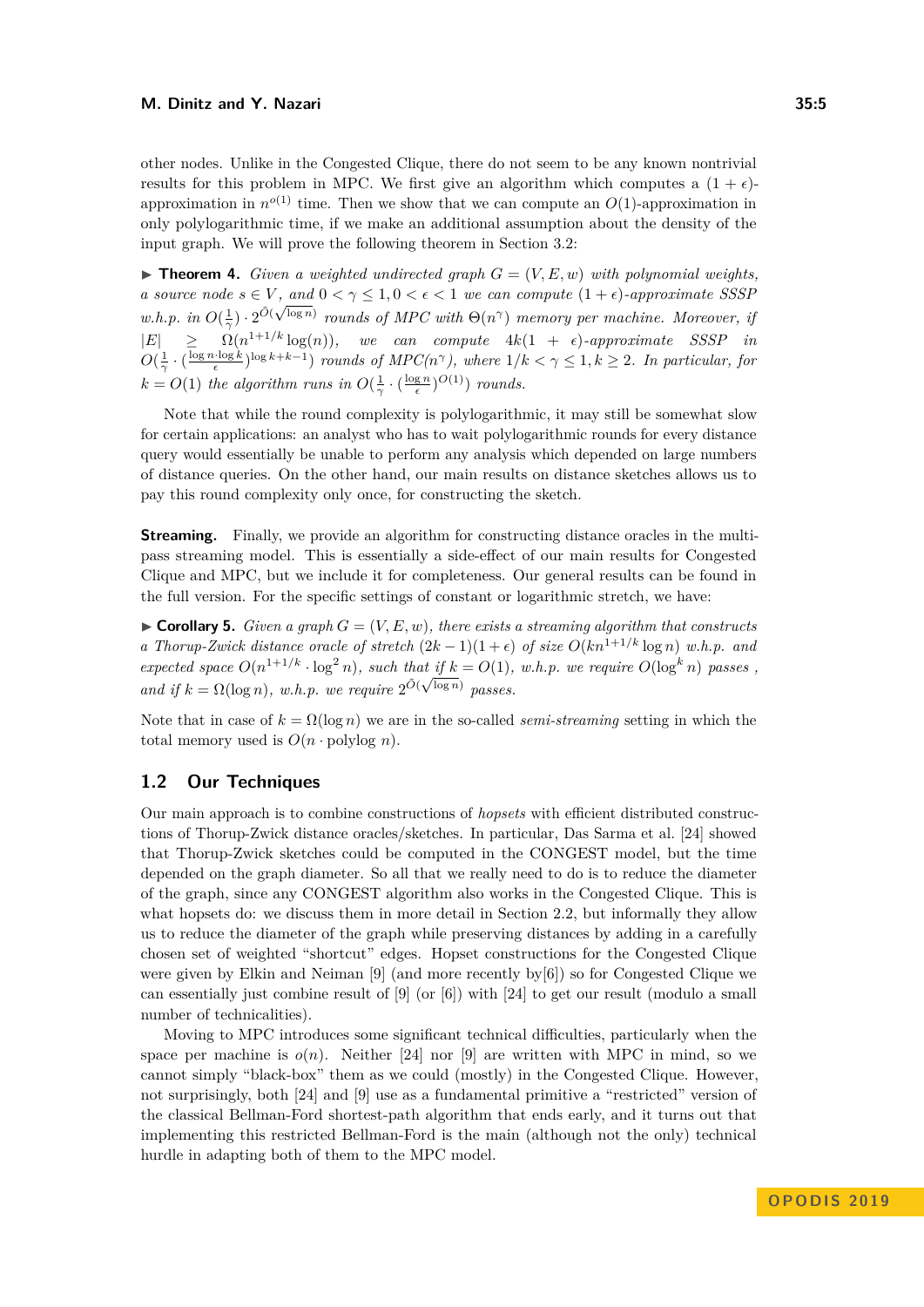other nodes. Unlike in the Congested Clique, there do not seem to be any known nontrivial results for this problem in MPC. We first give an algorithm which computes a $(1+\epsilon)$-approximation in $n^{o(1)}$ time. Then we show that we can compute an $O(1)$-approximation in only polylogarithmic time, if we make an additional assumption about the density of the input graph. We will prove the following theorem in Section 3.2:

▶ **Theorem 4.** *Given a weighted undirected graph $G = (V, E, w)$ with polynomial weights, a source node $s \in V$, and $0 < \gamma \leq 1, 0 < \epsilon < 1$ we can compute $(1+\epsilon)$-approximate SSSP w.h.p. in $O(\frac{1}{\gamma}) \cdot 2^{\tilde{O}(\sqrt{\log n})}$ rounds of MPC with $\Theta(n^\gamma)$ memory per machine. Moreover, if $|E| \geq \Omega(n^{1+1/k}\log(n))$, we can compute $4k(1+\epsilon)$-approximate SSSP in $O(\frac{1}{\gamma} \cdot (\frac{\log n \cdot \log k}{\epsilon})^{\log k + k - 1})$ rounds of MPC($n^\gamma$), where $1/k < \gamma \leq 1, k \geq 2$. In particular, for $k = O(1)$ the algorithm runs in $O(\frac{1}{\gamma} \cdot (\frac{\log n}{\epsilon})^{O(1)})$ rounds.*

Note that while the round complexity is polylogarithmic, it may still be somewhat slow for certain applications: an analyst who has to wait polylogarithmic rounds for every distance query would essentially be unable to perform any analysis which depended on large numbers of distance queries. On the other hand, our main results on distance sketches allows us to pay this round complexity only once, for constructing the sketch.

**Streaming.** Finally, we provide an algorithm for constructing distance oracles in the multi-pass streaming model. This is essentially a side-effect of our main results for Congested Clique and MPC, but we include it for completeness. Our general results can be found in the full version. For the specific settings of constant or logarithmic stretch, we have:

▶ **Corollary 5.** *Given a graph $G = (V, E, w)$, there exists a streaming algorithm that constructs a Thorup-Zwick distance oracle of stretch $(2k-1)(1+\epsilon)$ of size $O(kn^{1+1/k}\log n)$ w.h.p. and expected space $O(n^{1+1/k} \cdot \log^2 n)$, such that if $k = O(1)$, w.h.p. we require $O(\log^k n)$ passes , and if $k = \Omega(\log n)$, w.h.p. we require $2^{\tilde{O}(\sqrt{\log n})}$ passes.*

Note that in case of $k = \Omega(\log n)$ we are in the so-called *semi-streaming* setting in which the total memory used is $O(n \cdot \text{polylog } n)$.

## 1.2 Our Techniques

Our main approach is to combine constructions of *hopsets* with efficient distributed constructions of Thorup-Zwick distance oracles/sketches. In particular, Das Sarma et al. [24] showed that Thorup-Zwick sketches could be computed in the CONGEST model, but the time depended on the graph diameter. So all that we really need to do is to reduce the diameter of the graph, since any CONGEST algorithm also works in the Congested Clique. This is what hopsets do: we discuss them in more detail in Section 2.2, but informally they allow us to reduce the diameter of the graph while preserving distances by adding in a carefully chosen set of weighted "shortcut" edges. Hopset constructions for the Congested Clique were given by Elkin and Neiman [9] (and more recently by[6]) so for Congested Clique we can essentially just combine result of [9] (or [6]) with [24] to get our result (modulo a small number of technicalities).

Moving to MPC introduces some significant technical difficulties, particularly when the space per machine is $o(n)$. Neither [24] nor [9] are written with MPC in mind, so we cannot simply "black-box" them as we could (mostly) in the Congested Clique. However, not surprisingly, both [24] and [9] use as a fundamental primitive a "restricted" version of the classical Bellman-Ford shortest-path algorithm that ends early, and it turns out that implementing this restricted Bellman-Ford is the main (although not the only) technical hurdle in adapting both of them to the MPC model.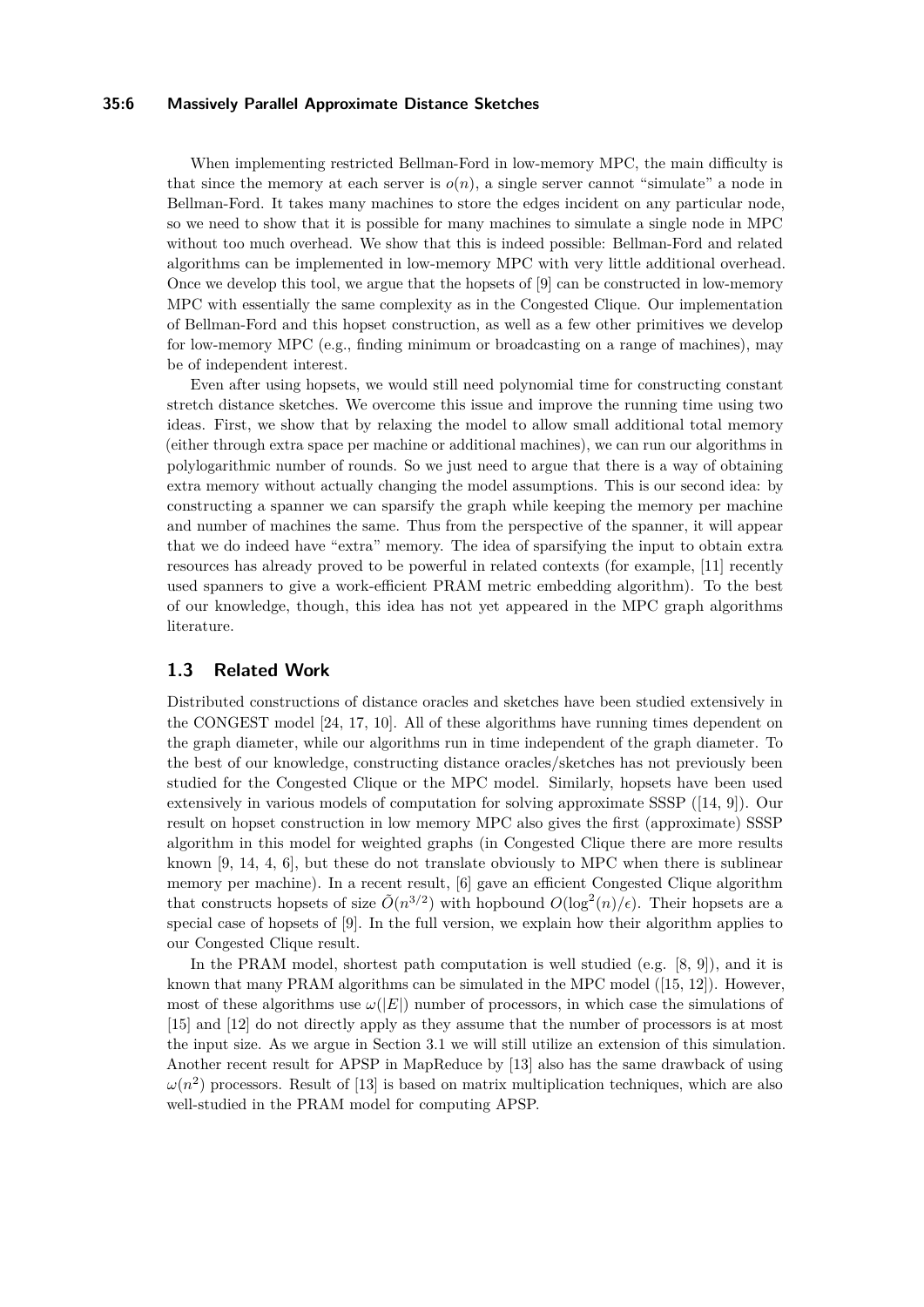When implementing restricted Bellman-Ford in low-memory MPC, the main difficulty is that since the memory at each server is $o(n)$, a single server cannot "simulate" a node in Bellman-Ford. It takes many machines to store the edges incident on any particular node, so we need to show that it is possible for many machines to simulate a single node in MPC without too much overhead. We show that this is indeed possible: Bellman-Ford and related algorithms can be implemented in low-memory MPC with very little additional overhead. Once we develop this tool, we argue that the hopsets of [9] can be constructed in low-memory MPC with essentially the same complexity as in the Congested Clique. Our implementation of Bellman-Ford and this hopset construction, as well as a few other primitives we develop for low-memory MPC (e.g., finding minimum or broadcasting on a range of machines), may be of independent interest.

Even after using hopsets, we would still need polynomial time for constructing constant stretch distance sketches. We overcome this issue and improve the running time using two ideas. First, we show that by relaxing the model to allow small additional total memory (either through extra space per machine or additional machines), we can run our algorithms in polylogarithmic number of rounds. So we just need to argue that there is a way of obtaining extra memory without actually changing the model assumptions. This is our second idea: by constructing a spanner we can sparsify the graph while keeping the memory per machine and number of machines the same. Thus from the perspective of the spanner, it will appear that we do indeed have "extra" memory. The idea of sparsifying the input to obtain extra resources has already proved to be powerful in related contexts (for example, [11] recently used spanners to give a work-efficient PRAM metric embedding algorithm). To the best of our knowledge, though, this idea has not yet appeared in the MPC graph algorithms literature.

## 1.3 Related Work

Distributed constructions of distance oracles and sketches have been studied extensively in the CONGEST model [24, 17, 10]. All of these algorithms have running times dependent on the graph diameter, while our algorithms run in time independent of the graph diameter. To the best of our knowledge, constructing distance oracles/sketches has not previously been studied for the Congested Clique or the MPC model. Similarly, hopsets have been used extensively in various models of computation for solving approximate SSSP ([14, 9]). Our result on hopset construction in low memory MPC also gives the first (approximate) SSSP algorithm in this model for weighted graphs (in Congested Clique there are more results known [9, 14, 4, 6], but these do not translate obviously to MPC when there is sublinear memory per machine). In a recent result, [6] gave an efficient Congested Clique algorithm that constructs hopsets of size $\tilde{O}(n^{3/2})$ with hopbound $O(\log^2(n)/\epsilon)$. Their hopsets are a special case of hopsets of [9]. In the full version, we explain how their algorithm applies to our Congested Clique result.

In the PRAM model, shortest path computation is well studied (e.g. [8, 9]), and it is known that many PRAM algorithms can be simulated in the MPC model ([15, 12]). However, most of these algorithms use $\omega(|E|)$ number of processors, in which case the simulations of [15] and [12] do not directly apply as they assume that the number of processors is at most the input size. As we argue in Section 3.1 we will still utilize an extension of this simulation. Another recent result for APSP in MapReduce by [13] also has the same drawback of using $\omega(n^2)$ processors. Result of [13] is based on matrix multiplication techniques, which are also well-studied in the PRAM model for computing APSP.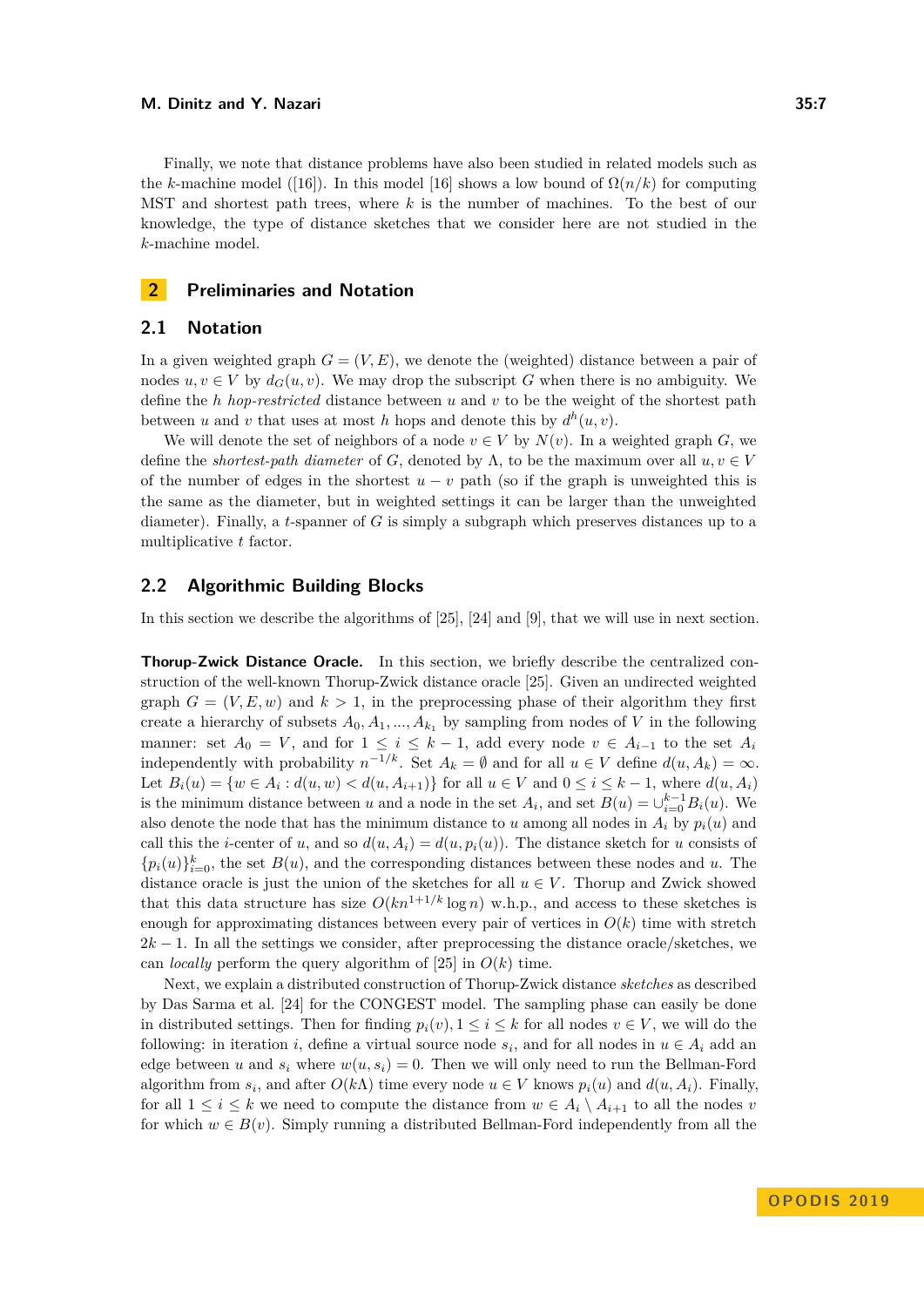Finally, we note that distance problems have also been studied in related models such as the $k$-machine model ([16]). In this model [16] shows a low bound of $\Omega(n/k)$ for computing MST and shortest path trees, where $k$ is the number of machines. To the best of our knowledge, the type of distance sketches that we consider here are not studied in the $k$-machine model.

## 2 Preliminaries and Notation

### 2.1 Notation

In a given weighted graph $G = (V, E)$, we denote the (weighted) distance between a pair of nodes $u, v \in V$ by $d_G(u, v)$. We may drop the subscript $G$ when there is no ambiguity. We define the $h$ *hop-restricted* distance between $u$ and $v$ to be the weight of the shortest path between $u$ and $v$ that uses at most $h$ hops and denote this by $d^h(u, v)$.

We will denote the set of neighbors of a node $v \in V$ by $N(v)$. In a weighted graph $G$, we define the *shortest-path diameter* of $G$, denoted by $\Lambda$, to be the maximum over all $u, v \in V$ of the number of edges in the shortest $u - v$ path (so if the graph is unweighted this is the same as the diameter, but in weighted settings it can be larger than the unweighted diameter). Finally, a $t$-spanner of $G$ is simply a subgraph which preserves distances up to a multiplicative $t$ factor.

### 2.2 Algorithmic Building Blocks

In this section we describe the algorithms of [25], [24] and [9], that we will use in next section.

**Thorup-Zwick Distance Oracle.** In this section, we briefly describe the centralized construction of the well-known Thorup-Zwick distance oracle [25]. Given an undirected weighted graph $G = (V, E, w)$ and $k > 1$, in the preprocessing phase of their algorithm they first create a hierarchy of subsets $A_0, A_1, ..., A_{k_1}$ by sampling from nodes of $V$ in the following manner: set $A_0 = V$, and for $1 \leq i \leq k-1$, add every node $v \in A_{i-1}$ to the set $A_i$ independently with probability $n^{-1/k}$. Set $A_k = \emptyset$ and for all $u \in V$ define $d(u, A_k) = \infty$. Let $B_i(u) = \{w \in A_i : d(u, w) < d(u, A_{i+1})\}$ for all $u \in V$ and $0 \leq i \leq k-1$, where $d(u, A_i)$ is the minimum distance between $u$ and a node in the set $A_i$, and set $B(u) = \cup_{i=0}^{k-1} B_i(u)$. We also denote the node that has the minimum distance to $u$ among all nodes in $A_i$ by $p_i(u)$ and call this the $i$-center of $u$, and so $d(u, A_i) = d(u, p_i(u))$. The distance sketch for $u$ consists of $\{p_i(u)\}_{i=0}^{k}$, the set $B(u)$, and the corresponding distances between these nodes and $u$. The distance oracle is just the union of the sketches for all $u \in V$. Thorup and Zwick showed that this data structure has size $O(kn^{1+1/k} \log n)$ w.h.p., and access to these sketches is enough for approximating distances between every pair of vertices in $O(k)$ time with stretch $2k - 1$. In all the settings we consider, after preprocessing the distance oracle/sketches, we can *locally* perform the query algorithm of [25] in $O(k)$ time.

Next, we explain a distributed construction of Thorup-Zwick distance *sketches* as described by Das Sarma et al. [24] for the CONGEST model. The sampling phase can easily be done in distributed settings. Then for finding $p_i(v), 1 \leq i \leq k$ for all nodes $v \in V$, we will do the following: in iteration $i$, define a virtual source node $s_i$, and for all nodes in $u \in A_i$ add an edge between $u$ and $s_i$ where $w(u, s_i) = 0$. Then we will only need to run the Bellman-Ford algorithm from $s_i$, and after $O(k\Lambda)$ time every node $u \in V$ knows $p_i(u)$ and $d(u, A_i)$. Finally, for all $1 \leq i \leq k$ we need to compute the distance from $w \in A_i \setminus A_{i+1}$ to all the nodes $v$ for which $w \in B(v)$. Simply running a distributed Bellman-Ford independently from all the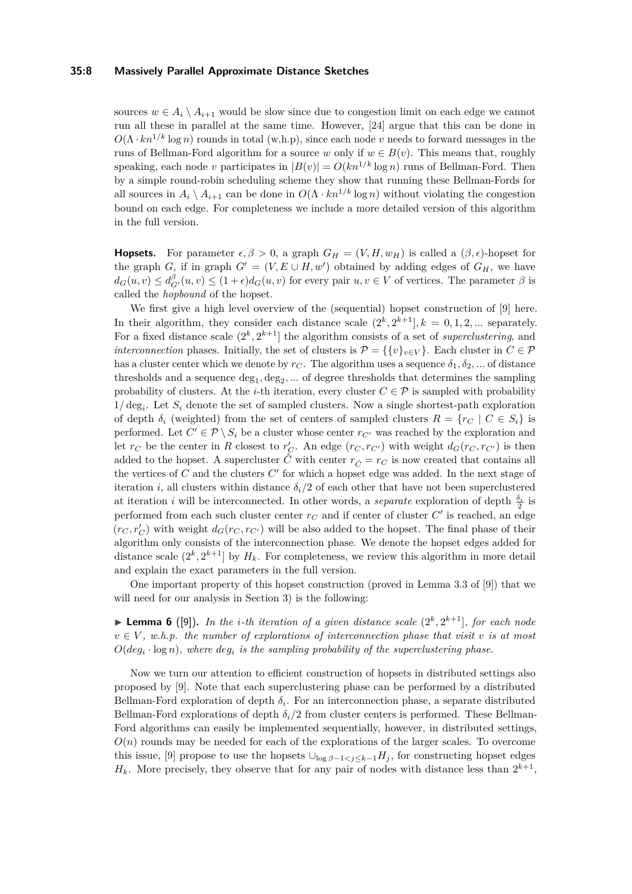sources $w \in A_i \setminus A_{i+1}$ would be slow since due to congestion limit on each edge we cannot run all these in parallel at the same time. However, [24] argue that this can be done in $O(\Lambda \cdot kn^{1/k} \log n)$ rounds in total (w.h.p), since each node $v$ needs to forward messages in the runs of Bellman-Ford algorithm for a source $w$ only if $w \in B(v)$. This means that, roughly speaking, each node $v$ participates in $|B(v)| = O(kn^{1/k} \log n)$ runs of Bellman-Ford. Then by a simple round-robin scheduling scheme they show that running these Bellman-Fords for all sources in $A_i \setminus A_{i+1}$ can be done in $O(\Lambda \cdot kn^{1/k} \log n)$ without violating the congestion bound on each edge. For completeness we include a more detailed version of this algorithm in the full version.

**Hopsets.** For parameter $\epsilon, \beta > 0$, a graph $G_H = (V, H, w_H)$ is called a $(\beta, \epsilon)$-hopset for the graph $G$, if in graph $G' = (V, E \cup H, w')$ obtained by adding edges of $G_H$, we have $d_G(u, v) \leq d^{\beta}_{G'}(u, v) \leq (1 + \epsilon) d_G(u, v)$ for every pair $u, v \in V$ of vertices. The parameter $\beta$ is called the *hopbound* of the hopset.

We first give a high level overview of the (sequential) hopset construction of [9] here. In their algorithm, they consider each distance scale $(2^k, 2^{k+1}], k = 0, 1, 2, ...$ separately. For a fixed distance scale $(2^k, 2^{k+1}]$ the algorithm consists of a set of *superclustering*, and *interconnection* phases. Initially, the set of clusters is $\mathcal{P} = \{\{v\}_{v \in V}\}$. Each cluster in $C \in \mathcal{P}$ has a cluster center which we denote by $r_C$. The algorithm uses a sequence $\delta_1, \delta_2, ...$ of distance thresholds and a sequence $\deg_1, \deg_2, ...$ of degree thresholds that determines the sampling probability of clusters. At the $i$-th iteration, every cluster $C \in \mathcal{P}$ is sampled with probability $1/\deg_i$. Let $S_i$ denote the set of sampled clusters. Now a single shortest-path exploration of depth $\delta_i$ (weighted) from the set of centers of sampled clusters $R = \{r_C \mid C \in S_i\}$ is performed. Let $C' \in \mathcal{P} \setminus S_i$ be a cluster whose center $r_{C'}$ was reached by the exploration and let $r_C$ be the center in $R$ closest to $r'_C$. An edge $(r_C, r_{C'})$ with weight $d_G(r_C, r_{C'})$ is then added to the hopset. A supercluster $\hat{C}$ with center $r_{\hat{C}} = r_C$ is now created that contains all the vertices of $C$ and the clusters $C'$ for which a hopset edge was added. In the next stage of iteration $i$, all clusters within distance $\delta_i/2$ of each other that have not been superclustered at iteration $i$ will be interconnected. In other words, a *separate* exploration of depth $\frac{\delta_i}{2}$ is performed from each such cluster center $r_C$ and if center of cluster $C'$ is reached, an edge $(r_C, r'_C)$ with weight $d_G(r_C, r_{C'})$ will be also added to the hopset. The final phase of their algorithm only consists of the interconnection phase. We denote the hopset edges added for distance scale $(2^k, 2^{k+1}]$ by $H_k$. For completeness, we review this algorithm in more detail and explain the exact parameters in the full version.

One important property of this hopset construction (proved in Lemma 3.3 of [9]) that we will need for our analysis in Section 3) is the following:

▶ **Lemma 6** ([9]). *In the $i$-th iteration of a given distance scale $(2^k, 2^{k+1}]$, for each node $v \in V$, w.h.p. the number of explorations of interconnection phase that visit $v$ is at most $O(deg_i \cdot \log n)$, where $deg_i$ is the sampling probability of the superclustering phase.*

Now we turn our attention to efficient construction of hopsets in distributed settings also proposed by [9]. Note that each superclustering phase can be performed by a distributed Bellman-Ford exploration of depth $\delta_i$. For an interconnection phase, a separate distributed Bellman-Ford explorations of depth $\delta_i/2$ from cluster centers is performed. These Bellman-Ford algorithms can easily be implemented sequentially, however, in distributed settings, $O(n)$ rounds may be needed for each of the explorations of the larger scales. To overcome this issue, [9] propose to use the hopsets $\cup_{\log \beta - 1 < j \leq k-1} H_j$, for constructing hopset edges $H_k$. More precisely, they observe that for any pair of nodes with distance less than $2^{k+1}$,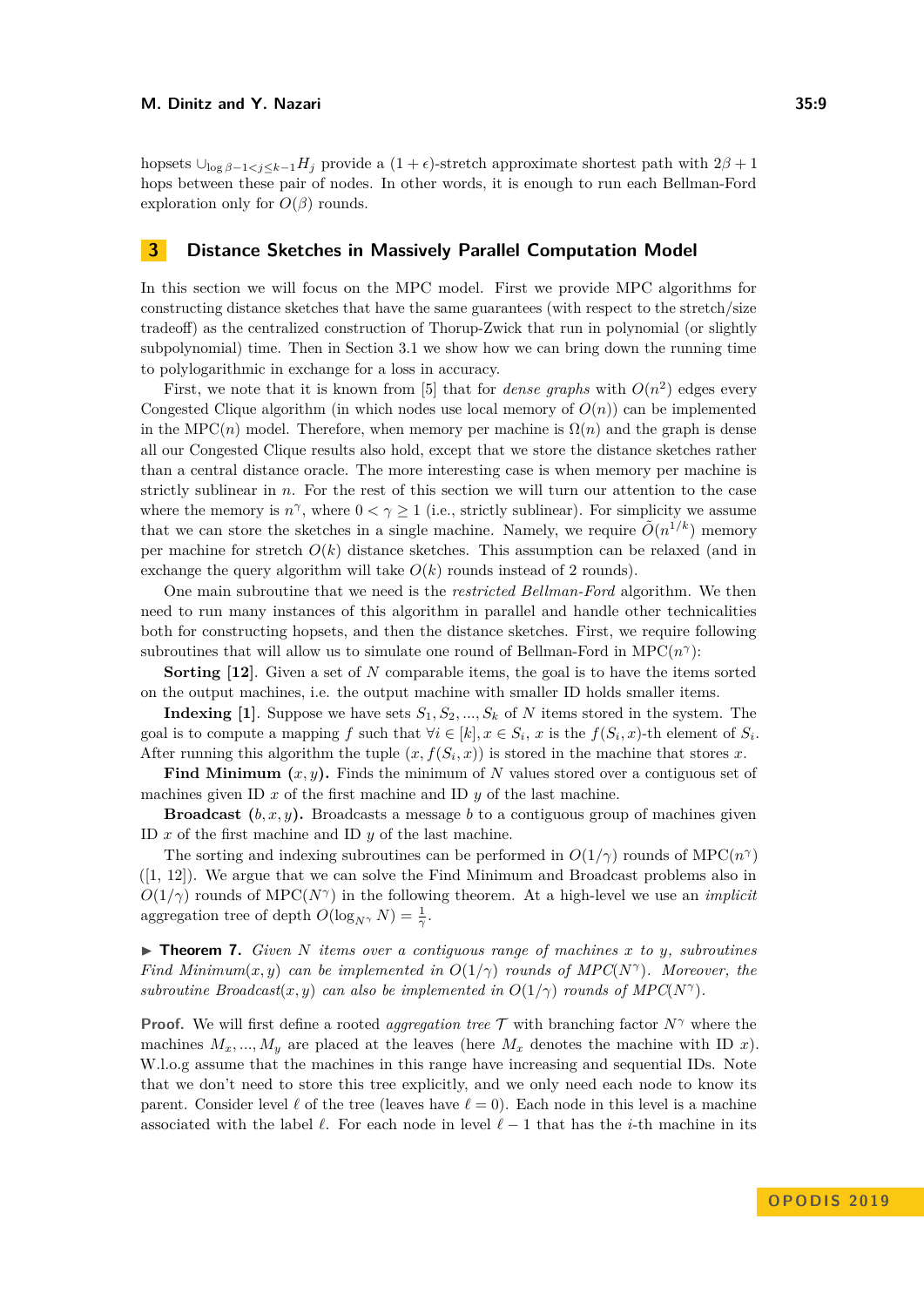hopsets $\cup_{\log \beta - 1 < j \leq k-1} H_j$ provide a $(1+\epsilon)$-stretch approximate shortest path with $2\beta + 1$ hops between these pair of nodes. In other words, it is enough to run each Bellman-Ford exploration only for $O(\beta)$ rounds.

# 3 Distance Sketches in Massively Parallel Computation Model

In this section we will focus on the MPC model. First we provide MPC algorithms for constructing distance sketches that have the same guarantees (with respect to the stretch/size tradeoff) as the centralized construction of Thorup-Zwick that run in polynomial (or slightly subpolynomial) time. Then in Section 3.1 we show how we can bring down the running time to polylogarithmic in exchange for a loss in accuracy.

First, we note that it is known from [5] that for *dense graphs* with $O(n^2)$ edges every Congested Clique algorithm (in which nodes use local memory of $O(n)$) can be implemented in the MPC($n$) model. Therefore, when memory per machine is $\Omega(n)$ and the graph is dense all our Congested Clique results also hold, except that we store the distance sketches rather than a central distance oracle. The more interesting case is when memory per machine is strictly sublinear in $n$. For the rest of this section we will turn our attention to the case where the memory is $n^\gamma$, where $0 < \gamma \geq 1$ (i.e., strictly sublinear). For simplicity we assume that we can store the sketches in a single machine. Namely, we require $\tilde{O}(n^{1/k})$ memory per machine for stretch $O(k)$ distance sketches. This assumption can be relaxed (and in exchange the query algorithm will take $O(k)$ rounds instead of 2 rounds).

One main subroutine that we need is the *restricted Bellman-Ford* algorithm. We then need to run many instances of this algorithm in parallel and handle other technicalities both for constructing hopsets, and then the distance sketches. First, we require following subroutines that will allow us to simulate one round of Bellman-Ford in MPC($n^\gamma$):

**Sorting [12].** Given a set of $N$ comparable items, the goal is to have the items sorted on the output machines, i.e. the output machine with smaller ID holds smaller items.

**Indexing [1].** Suppose we have sets $S_1, S_2, ..., S_k$ of $N$ items stored in the system. The goal is to compute a mapping $f$ such that $\forall i \in [k], x \in S_i$, $x$ is the $f(S_i, x)$-th element of $S_i$. After running this algorithm the tuple $(x, f(S_i, x))$ is stored in the machine that stores $x$.

**Find Minimum $(x, y)$.** Finds the minimum of $N$ values stored over a contiguous set of machines given ID $x$ of the first machine and ID $y$ of the last machine.

**Broadcast $(b, x, y)$.** Broadcasts a message $b$ to a contiguous group of machines given ID $x$ of the first machine and ID $y$ of the last machine.

The sorting and indexing subroutines can be performed in $O(1/\gamma)$ rounds of MPC($n^\gamma$) ([1, 12]). We argue that we can solve the Find Minimum and Broadcast problems also in $O(1/\gamma)$ rounds of MPC($N^\gamma$) in the following theorem. At a high-level we use an *implicit* aggregation tree of depth $O(\log_{N^\gamma} N) = \frac{1}{\gamma}$.

▶ **Theorem 7.** *Given $N$ items over a contiguous range of machines $x$ to $y$, subroutines Find Minimum$(x, y)$ can be implemented in $O(1/\gamma)$ rounds of MPC($N^\gamma$). Moreover, the subroutine Broadcast$(x, y)$ can also be implemented in $O(1/\gamma)$ rounds of MPC($N^\gamma$).*

**Proof.** We will first define a rooted *aggregation tree* $\mathcal{T}$ with branching factor $N^\gamma$ where the machines $M_x, ..., M_y$ are placed at the leaves (here $M_x$ denotes the machine with ID $x$). W.l.o.g assume that the machines in this range have increasing and sequential IDs. Note that we don't need to store this tree explicitly, and we only need each node to know its parent. Consider level $\ell$ of the tree (leaves have $\ell = 0$). Each node in this level is a machine associated with the label $\ell$. For each node in level $\ell - 1$ that has the $i$-th machine in its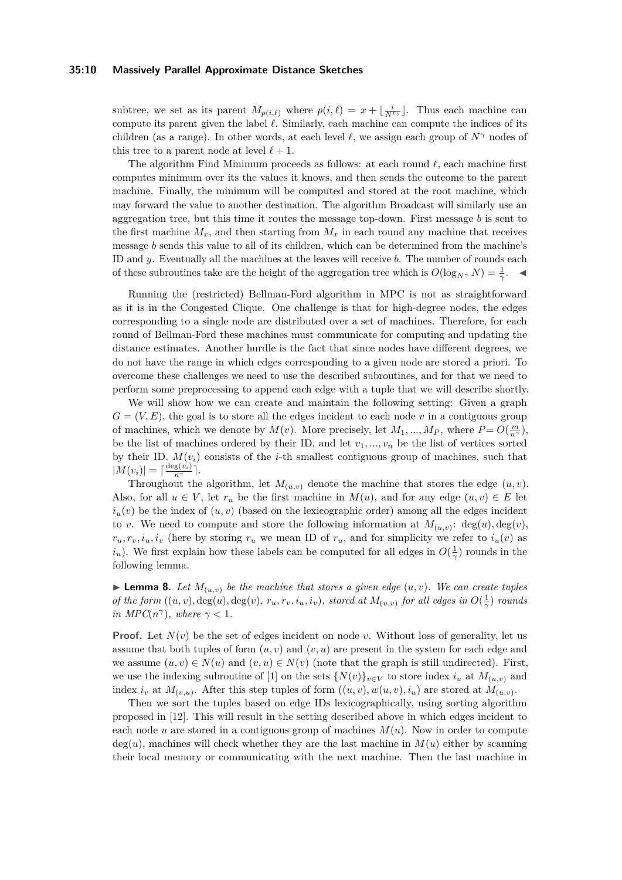subtree, we set as its parent $M_{p(i,\ell)}$ where $p(i,\ell) = x + \lfloor \frac{i}{N^{\ell\gamma}} \rfloor$. Thus each machine can compute its parent given the label $\ell$. Similarly, each machine can compute the indices of its children (as a range). In other words, at each level $\ell$, we assign each group of $N^\gamma$ nodes of this tree to a parent node at level $\ell + 1$.

The algorithm Find Minimum proceeds as follows: at each round $\ell$, each machine first computes minimum over its the values it knows, and then sends the outcome to the parent machine. Finally, the minimum will be computed and stored at the root machine, which may forward the value to another destination. The algorithm Broadcast will similarly use an aggregation tree, but this time it routes the message top-down. First message $b$ is sent to the first machine $M_x$, and then starting from $M_x$ in each round any machine that receives message $b$ sends this value to all of its children, which can be determined from the machine's ID and $y$. Eventually all the machines at the leaves will receive $b$. The number of rounds each of these subroutines take are the height of the aggregation tree which is $O(\log_{N^\gamma} N) = \frac{1}{\gamma}$. ◀

Running the (restricted) Bellman-Ford algorithm in MPC is not as straightforward as it is in the Congested Clique. One challenge is that for high-degree nodes, the edges corresponding to a single node are distributed over a set of machines. Therefore, for each round of Bellman-Ford these machines must communicate for computing and updating the distance estimates. Another hurdle is the fact that since nodes have different degrees, we do not have the range in which edges corresponding to a given node are stored a priori. To overcome these challenges we need to use the described subroutines, and for that we need to perform some preprocessing to append each edge with a tuple that we will describe shortly.

We will show how we can create and maintain the following setting: Given a graph $G = (V, E)$, the goal is to store all the edges incident to each node $v$ in a contiguous group of machines, which we denote by $M(v)$. More precisely, let $M_1, ..., M_P$, where $P = O(\frac{m}{n^\gamma})$, be the list of machines ordered by their ID, and let $v_1, ..., v_n$ be the list of vertices sorted by their ID. $M(v_i)$ consists of the $i$-th smallest contiguous group of machines, such that $|M(v_i)| = \lceil \frac{\deg(v_i)}{n^\gamma} \rceil$.

Throughout the algorithm, let $M_{(u,v)}$ denote the machine that stores the edge $(u, v)$. Also, for all $u \in V$, let $r_u$ be the first machine in $M(u)$, and for any edge $(u, v) \in E$ let $i_u(v)$ be the index of $(u, v)$ (based on the lexicographic order) among all the edges incident to $v$. We need to compute and store the following information at $M_{(u,v)}$: $\deg(u), \deg(v)$, $r_u, r_v, i_u, i_v$ (here by storing $r_u$ we mean ID of $r_u$, and for simplicity we refer to $i_u(v)$ as $i_u$). We first explain how these labels can be computed for all edges in $O(\frac{1}{\gamma})$ rounds in the following lemma.

► **Lemma 8.** *Let $M_{(u,v)}$ be the machine that stores a given edge $(u, v)$. We can create tuples of the form $((u, v), \deg(u), \deg(v), r_u, r_v, i_u, i_v)$, stored at $M_{(u,v)}$ for all edges in $O(\frac{1}{\gamma})$ rounds in MPC($n^\gamma$), where $\gamma < 1$.*

**Proof.** Let $N(v)$ be the set of edges incident on node $v$. Without loss of generality, let us assume that both tuples of form $(u, v)$ and $(v, u)$ are present in the system for each edge and we assume $(u, v) \in N(u)$ and $(v, u) \in N(v)$ (note that the graph is still undirected). First, we use the indexing subroutine of [1] on the sets $\{N(v)\}_{v \in V}$ to store index $i_u$ at $M_{(u,v)}$ and index $i_v$ at $M_{(v,u)}$. After this step tuples of form $((u, v), w(u, v), i_u)$ are stored at $M_{(u,v)}$.

Then we sort the tuples based on edge IDs lexicographically, using sorting algorithm proposed in [12]. This will result in the setting described above in which edges incident to each node $u$ are stored in a contiguous group of machines $M(u)$. Now in order to compute $\deg(u)$, machines will check whether they are the last machine in $M(u)$ either by scanning their local memory or communicating with the next machine. Then the last machine in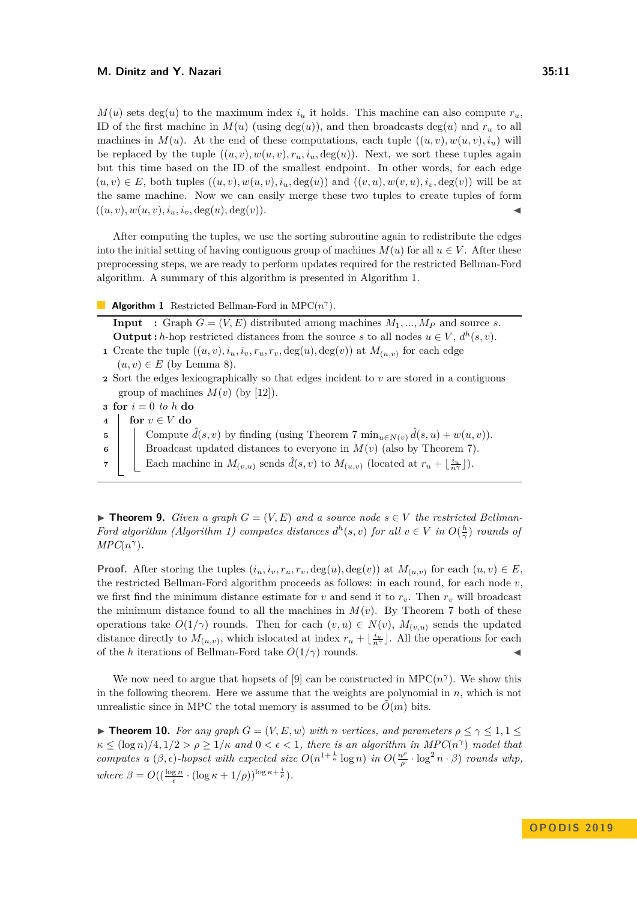$M(u)$ sets $\deg(u)$ to the maximum index $i_u$ it holds. This machine can also compute $r_u$, ID of the first machine in $M(u)$ (using $\deg(u)$), and then broadcasts $\deg(u)$ and $r_u$ to all machines in $M(u)$. At the end of these computations, each tuple $((u,v), w(u,v), i_u)$ will be replaced by the tuple $((u,v), w(u,v), r_u, i_u, \deg(u))$. Next, we sort these tuples again but this time based on the ID of the smallest endpoint. In other words, for each edge $(u,v) \in E$, both tuples $((u,v), w(u,v), i_u, \deg(u))$ and $((v,u), w(v,u), i_v, \deg(v))$ will be at the same machine. Now we can easily merge these two tuples to create tuples of form $((u,v), w(u,v), i_u, i_v, \deg(u), \deg(v))$. ◀

After computing the tuples, we use the sorting subroutine again to redistribute the edges into the initial setting of having contiguous group of machines $M(u)$ for all $u \in V$. After these preprocessing steps, we are ready to perform updates required for the restricted Bellman-Ford algorithm. A summary of this algorithm is presented in Algorithm 1.

**Algorithm 1** Restricted Bellman-Ford in MPC($n^\gamma$).

**Input :** Graph $G = (V, E)$ distributed among machines $M_1, ..., M_P$ and source $s$.
**Output :** $h$-hop restricted distances from the source $s$ to all nodes $u \in V$, $d^h(s,v)$.

1. Create the tuple $((u,v), i_u, i_v, r_u, r_v, \deg(u), \deg(v))$ at $M_{(u,v)}$ for each edge $(u,v) \in E$ (by Lemma 8).
2. Sort the edges lexicographically so that edges incident to $v$ are stored in a contiguous group of machines $M(v)$ (by [12]).
3. **for** $i = 0$ *to* $h$ **do**
4. &nbsp;&nbsp;&nbsp;&nbsp;**for** $v \in V$ **do**
5. &nbsp;&nbsp;&nbsp;&nbsp;&nbsp;&nbsp;&nbsp;&nbsp;Compute $\hat{d}(s,v)$ by finding (using Theorem 7 $\min_{u \in N(v)} \hat{d}(s,u) + w(u,v)$).
6. &nbsp;&nbsp;&nbsp;&nbsp;&nbsp;&nbsp;&nbsp;&nbsp;Broadcast updated distances to everyone in $M(v)$ (also by Theorem 7).
7. &nbsp;&nbsp;&nbsp;&nbsp;&nbsp;&nbsp;&nbsp;&nbsp;Each machine in $M_{(v,u)}$ sends $\hat{d}(s,v)$ to $M_{(u,v)}$ (located at $r_u + \lfloor \frac{i_u}{n^\gamma} \rfloor$).

▶ **Theorem 9.** *Given a graph $G = (V, E)$ and a source node $s \in V$ the restricted Bellman-Ford algorithm (Algorithm 1) computes distances $d^h(s,v)$ for all $v \in V$ in $O(\frac{h}{\gamma})$ rounds of MPC($n^\gamma$).*

**Proof.** After storing the tuples $(i_u, i_v, r_u, r_v, \deg(u), \deg(v))$ at $M_{(u,v)}$ for each $(u,v) \in E$, the restricted Bellman-Ford algorithm proceeds as follows: in each round, for each node $v$, we first find the minimum distance estimate for $v$ and send it to $r_v$. Then $r_v$ will broadcast the minimum distance found to all the machines in $M(v)$. By Theorem 7 both of these operations take $O(1/\gamma)$ rounds. Then for each $(v,u) \in N(v)$, $M_{(v,u)}$ sends the updated distance directly to $M_{(u,v)}$, which islocated at index $r_u + \lfloor \frac{i_u}{n^\gamma} \rfloor$. All the operations for each of the $h$ iterations of Bellman-Ford take $O(1/\gamma)$ rounds. ◀

We now need to argue that hopsets of [9] can be constructed in MPC($n^\gamma$). We show this in the following theorem. Here we assume that the weights are polynomial in $n$, which is not unrealistic since in MPC the total memory is assumed to be $\tilde{O}(m)$ bits.

▶ **Theorem 10.** *For any graph $G = (V, E, w)$ with $n$ vertices, and parameters $\rho \le \gamma \le 1, 1 \le \kappa \le (\log n)/4, 1/2 > \rho \ge 1/\kappa$ and $0 < \epsilon < 1$, there is an algorithm in MPC($n^\gamma$) model that computes a $(\beta, \epsilon)$-hopset with expected size $O(n^{1+\frac{1}{\kappa}} \log n)$ in $O(\frac{n^\rho}{\rho} \cdot \log^2 n \cdot \beta)$ rounds whp, where $\beta = O((\frac{\log n}{\epsilon} \cdot (\log \kappa + 1/\rho))^{\log \kappa + \frac{1}{\rho}})$.*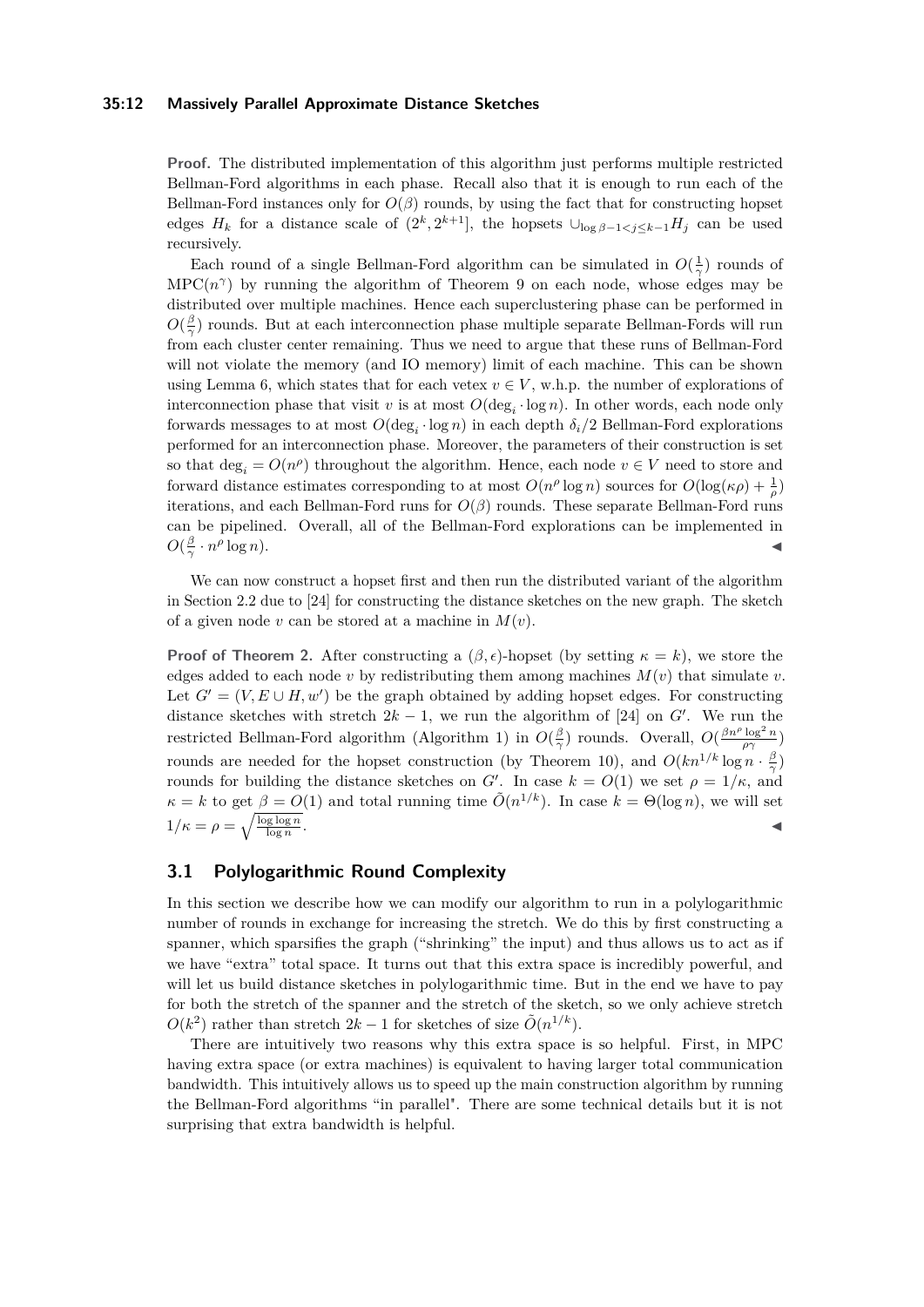**Proof.** The distributed implementation of this algorithm just performs multiple restricted Bellman-Ford algorithms in each phase. Recall also that it is enough to run each of the Bellman-Ford instances only for $O(\beta)$ rounds, by using the fact that for constructing hopset edges $H_k$ for a distance scale of $(2^k, 2^{k+1}]$, the hopsets $\cup_{\log \beta - 1 < j \leq k-1} H_j$ can be used recursively.

Each round of a single Bellman-Ford algorithm can be simulated in $O(\frac{1}{\gamma})$ rounds of $\mathrm{MPC}(n^\gamma)$ by running the algorithm of Theorem 9 on each node, whose edges may be distributed over multiple machines. Hence each superclustering phase can be performed in $O(\frac{\beta}{\gamma})$ rounds. But at each interconnection phase multiple separate Bellman-Fords will run from each cluster center remaining. Thus we need to argue that these runs of Bellman-Ford will not violate the memory (and IO memory) limit of each machine. This can be shown using Lemma 6, which states that for each vetex $v \in V$, w.h.p. the number of explorations of interconnection phase that visit $v$ is at most $O(\deg_i \cdot \log n)$. In other words, each node only forwards messages to at most $O(\deg_i \cdot \log n)$ in each depth $\delta_i/2$ Bellman-Ford explorations performed for an interconnection phase. Moreover, the parameters of their construction is set so that $\deg_i = O(n^\rho)$ throughout the algorithm. Hence, each node $v \in V$ need to store and forward distance estimates corresponding to at most $O(n^\rho \log n)$ sources for $O(\log(\kappa\rho) + \frac{1}{\rho})$ iterations, and each Bellman-Ford runs for $O(\beta)$ rounds. These separate Bellman-Ford runs can be pipelined. Overall, all of the Bellman-Ford explorations can be implemented in $O(\frac{\beta}{\gamma} \cdot n^\rho \log n)$. ◀

We can now construct a hopset first and then run the distributed variant of the algorithm in Section 2.2 due to [24] for constructing the distance sketches on the new graph. The sketch of a given node $v$ can be stored at a machine in $M(v)$.

**Proof of Theorem 2.** After constructing a $(\beta, \epsilon)$-hopset (by setting $\kappa = k$), we store the edges added to each node $v$ by redistributing them among machines $M(v)$ that simulate $v$. Let $G' = (V, E \cup H, w')$ be the graph obtained by adding hopset edges. For constructing distance sketches with stretch $2k-1$, we run the algorithm of [24] on $G'$. We run the restricted Bellman-Ford algorithm (Algorithm 1) in $O(\frac{\beta}{\gamma})$ rounds. Overall, $O(\frac{\beta n^\rho \log^2 n}{\rho\gamma})$ rounds are needed for the hopset construction (by Theorem 10), and $O(kn^{1/k} \log n \cdot \frac{\beta}{\gamma})$ rounds for building the distance sketches on $G'$. In case $k = O(1)$ we set $\rho = 1/\kappa$, and $\kappa = k$ to get $\beta = O(1)$ and total running time $\tilde{O}(n^{1/k})$. In case $k = \Theta(\log n)$, we will set $1/\kappa = \rho = \sqrt{\frac{\log\log n}{\log n}}$. ◀

## 3.1 Polylogarithmic Round Complexity

In this section we describe how we can modify our algorithm to run in a polylogarithmic number of rounds in exchange for increasing the stretch. We do this by first constructing a spanner, which sparsifies the graph ("shrinking" the input) and thus allows us to act as if we have "extra" total space. It turns out that this extra space is incredibly powerful, and will let us build distance sketches in polylogarithmic time. But in the end we have to pay for both the stretch of the spanner and the stretch of the sketch, so we only achieve stretch $O(k^2)$ rather than stretch $2k-1$ for sketches of size $\tilde{O}(n^{1/k})$.

There are intuitively two reasons why this extra space is so helpful. First, in MPC having extra space (or extra machines) is equivalent to having larger total communication bandwidth. This intuitively allows us to speed up the main construction algorithm by running the Bellman-Ford algorithms "in parallel". There are some technical details but it is not surprising that extra bandwidth is helpful.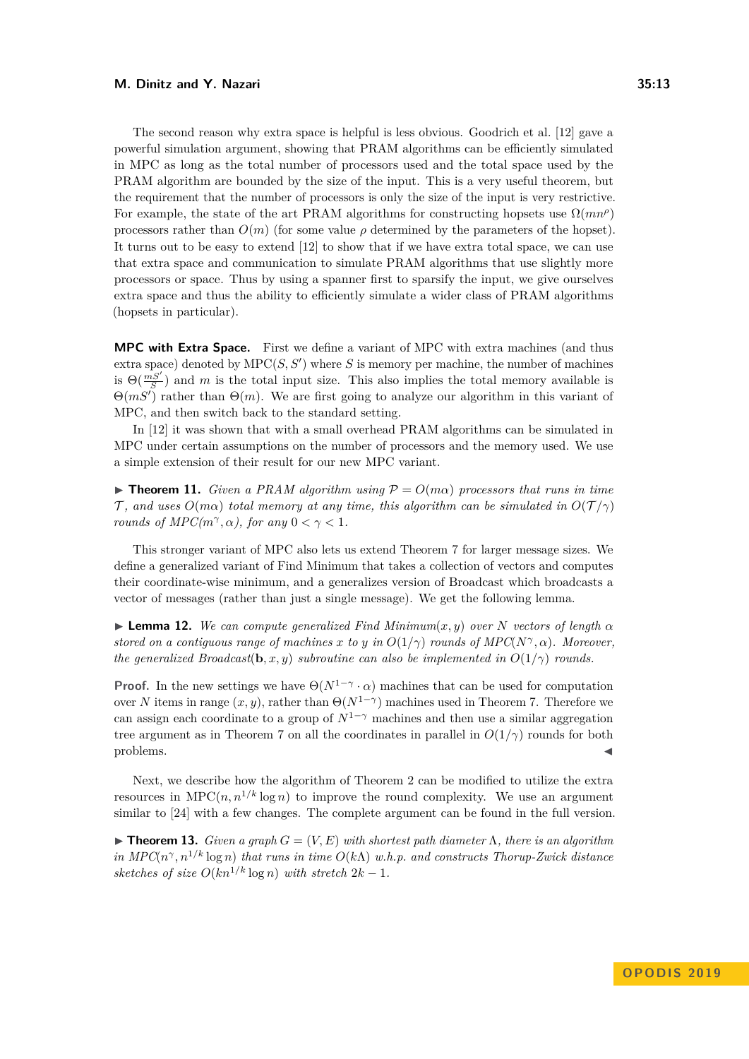The second reason why extra space is helpful is less obvious. Goodrich et al. [12] gave a powerful simulation argument, showing that PRAM algorithms can be efficiently simulated in MPC as long as the total number of processors used and the total space used by the PRAM algorithm are bounded by the size of the input. This is a very useful theorem, but the requirement that the number of processors is only the size of the input is very restrictive. For example, the state of the art PRAM algorithms for constructing hopsets use $\Omega(mn^{\rho})$ processors rather than $O(m)$ (for some value $\rho$ determined by the parameters of the hopset). It turns out to be easy to extend [12] to show that if we have extra total space, we can use that extra space and communication to simulate PRAM algorithms that use slightly more processors or space. Thus by using a spanner first to sparsify the input, we give ourselves extra space and thus the ability to efficiently simulate a wider class of PRAM algorithms (hopsets in particular).

**MPC with Extra Space.** First we define a variant of MPC with extra machines (and thus extra space) denoted by MPC$(S, S')$ where $S$ is memory per machine, the number of machines is $\Theta(\frac{mS'}{S})$ and $m$ is the total input size. This also implies the total memory available is $\Theta(mS')$ rather than $\Theta(m)$. We are first going to analyze our algorithm in this variant of MPC, and then switch back to the standard setting.

In [12] it was shown that with a small overhead PRAM algorithms can be simulated in MPC under certain assumptions on the number of processors and the memory used. We use a simple extension of their result for our new MPC variant.

▶ **Theorem 11.** *Given a PRAM algorithm using $\mathcal{P} = O(m\alpha)$ processors that runs in time $\mathcal{T}$, and uses $O(m\alpha)$ total memory at any time, this algorithm can be simulated in $O(\mathcal{T}/\gamma)$ rounds of MPC$(m^{\gamma}, \alpha)$, for any $0 < \gamma < 1$.*

This stronger variant of MPC also lets us extend Theorem 7 for larger message sizes. We define a generalized variant of Find Minimum that takes a collection of vectors and computes their coordinate-wise minimum, and a generalizes version of Broadcast which broadcasts a vector of messages (rather than just a single message). We get the following lemma.

▶ **Lemma 12.** *We can compute generalized Find Minimum$(x, y)$ over $N$ vectors of length $\alpha$ stored on a contiguous range of machines $x$ to $y$ in $O(1/\gamma)$ rounds of MPC$(N^{\gamma}, \alpha)$. Moreover, the generalized Broadcast$(\mathbf{b}, x, y)$ subroutine can also be implemented in $O(1/\gamma)$ rounds.*

**Proof.** In the new settings we have $\Theta(N^{1-\gamma} \cdot \alpha)$ machines that can be used for computation over $N$ items in range $(x, y)$, rather than $\Theta(N^{1-\gamma})$ machines used in Theorem 7. Therefore we can assign each coordinate to a group of $N^{1-\gamma}$ machines and then use a similar aggregation tree argument as in Theorem 7 on all the coordinates in parallel in $O(1/\gamma)$ rounds for both problems. ◀

Next, we describe how the algorithm of Theorem 2 can be modified to utilize the extra resources in MPC$(n, n^{1/k}\log n)$ to improve the round complexity. We use an argument similar to [24] with a few changes. The complete argument can be found in the full version.

▶ **Theorem 13.** *Given a graph $G = (V, E)$ with shortest path diameter $\Lambda$, there is an algorithm in MPC$(n^{\gamma}, n^{1/k}\log n)$ that runs in time $O(k\Lambda)$ w.h.p. and constructs Thorup-Zwick distance sketches of size $O(kn^{1/k}\log n)$ with stretch $2k - 1$.*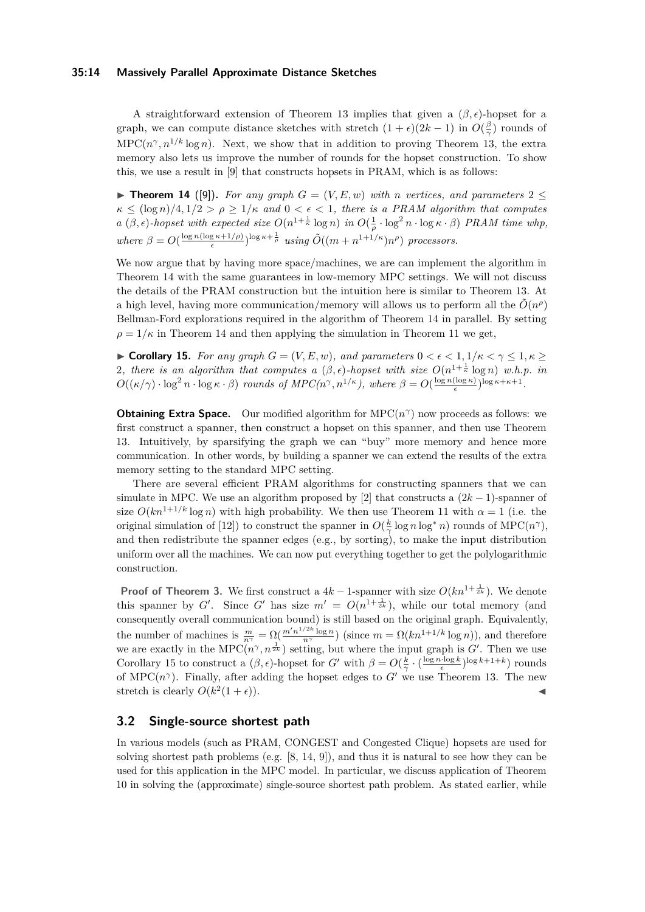A straightforward extension of Theorem 13 implies that given a $(\beta, \epsilon)$-hopset for a graph, we can compute distance sketches with stretch $(1+\epsilon)(2k-1)$ in $O(\frac{\beta}{\gamma})$ rounds of $\text{MPC}(n^{\gamma}, n^{1/k}\log n)$. Next, we show that in addition to proving Theorem 13, the extra memory also lets us improve the number of rounds for the hopset construction. To show this, we use a result in [9] that constructs hopsets in PRAM, which is as follows:

▶ **Theorem 14** ([9]). *For any graph $G = (V, E, w)$ with $n$ vertices, and parameters $2 \leq \kappa \leq (\log n)/4, 1/2 > \rho \geq 1/\kappa$ and $0 < \epsilon < 1$, there is a PRAM algorithm that computes a $(\beta, \epsilon)$-hopset with expected size $O(n^{1+\frac{1}{\kappa}} \log n)$ in $O(\frac{1}{\rho} \cdot \log^2 n \cdot \log \kappa \cdot \beta)$ PRAM time whp, where $\beta = O(\frac{\log n(\log \kappa + 1/\rho)}{\epsilon})^{\log \kappa + \frac{1}{\rho}}$ using $\tilde{O}((m + n^{1+1/\kappa})n^{\rho})$ processors.*

We now argue that by having more space/machines, we are can implement the algorithm in Theorem 14 with the same guarantees in low-memory MPC settings. We will not discuss the details of the PRAM construction but the intuition here is similar to Theorem 13. At a high level, having more communication/memory will allows us to perform all the $\tilde{O}(n^{\rho})$ Bellman-Ford explorations required in the algorithm of Theorem 14 in parallel. By setting $\rho = 1/\kappa$ in Theorem 14 and then applying the simulation in Theorem 11 we get,

▶ **Corollary 15.** *For any graph $G = (V, E, w)$, and parameters $0 < \epsilon < 1, 1/\kappa < \gamma \leq 1, \kappa \geq 2$, there is an algorithm that computes a $(\beta, \epsilon)$-hopset with size $O(n^{1+\frac{1}{\kappa}} \log n)$ w.h.p. in $O((\kappa/\gamma) \cdot \log^2 n \cdot \log \kappa \cdot \beta)$ rounds of $MPC(n^{\gamma}, n^{1/\kappa})$, where $\beta = O(\frac{\log n(\log \kappa)}{\epsilon})^{\log \kappa + \kappa + 1}$.*

**Obtaining Extra Space.** Our modified algorithm for $\text{MPC}(n^{\gamma})$ now proceeds as follows: we first construct a spanner, then construct a hopset on this spanner, and then use Theorem 13. Intuitively, by sparsifying the graph we can "buy" more memory and hence more communication. In other words, by building a spanner we can extend the results of the extra memory setting to the standard MPC setting.

There are several efficient PRAM algorithms for constructing spanners that we can simulate in MPC. We use an algorithm proposed by [2] that constructs a $(2k-1)$-spanner of size $O(kn^{1+1/k} \log n)$ with high probability. We then use Theorem 11 with $\alpha = 1$ (i.e. the original simulation of [12]) to construct the spanner in $O(\frac{k}{\gamma} \log n \log^* n)$ rounds of $\text{MPC}(n^{\gamma})$, and then redistribute the spanner edges (e.g., by sorting), to make the input distribution uniform over all the machines. We can now put everything together to get the polylogarithmic construction.

**Proof of Theorem 3.** We first construct a $4k-1$-spanner with size $O(kn^{1+\frac{1}{2k}})$. We denote this spanner by $G'$. Since $G'$ has size $m' = O(n^{1+\frac{1}{2k}})$, while our total memory (and consequently overall communication bound) is still based on the original graph. Equivalently, the number of machines is $\frac{m}{n^{\gamma}} = \Omega(\frac{m' n^{1/2k} \log n}{n^{\gamma}})$ (since $m = \Omega(kn^{1+1/k} \log n)$), and therefore we are exactly in the $\text{MPC}(n^{\gamma}, n^{\frac{1}{2k}})$ setting, but where the input graph is $G'$. Then we use Corollary 15 to construct a $(\beta, \epsilon)$-hopset for $G'$ with $\beta = O(\frac{k}{\gamma} \cdot (\frac{\log n \cdot \log k}{\epsilon})^{\log k + 1 + k})$ rounds of $\text{MPC}(n^{\gamma})$. Finally, after adding the hopset edges to $G'$ we use Theorem 13. The new stretch is clearly $O(k^2(1+\epsilon))$. ◀

## 3.2 Single-source shortest path

In various models (such as PRAM, CONGEST and Congested Clique) hopsets are used for solving shortest path problems (e.g. [8, 14, 9]), and thus it is natural to see how they can be used for this application in the MPC model. In particular, we discuss application of Theorem 10 in solving the (approximate) single-source shortest path problem. As stated earlier, while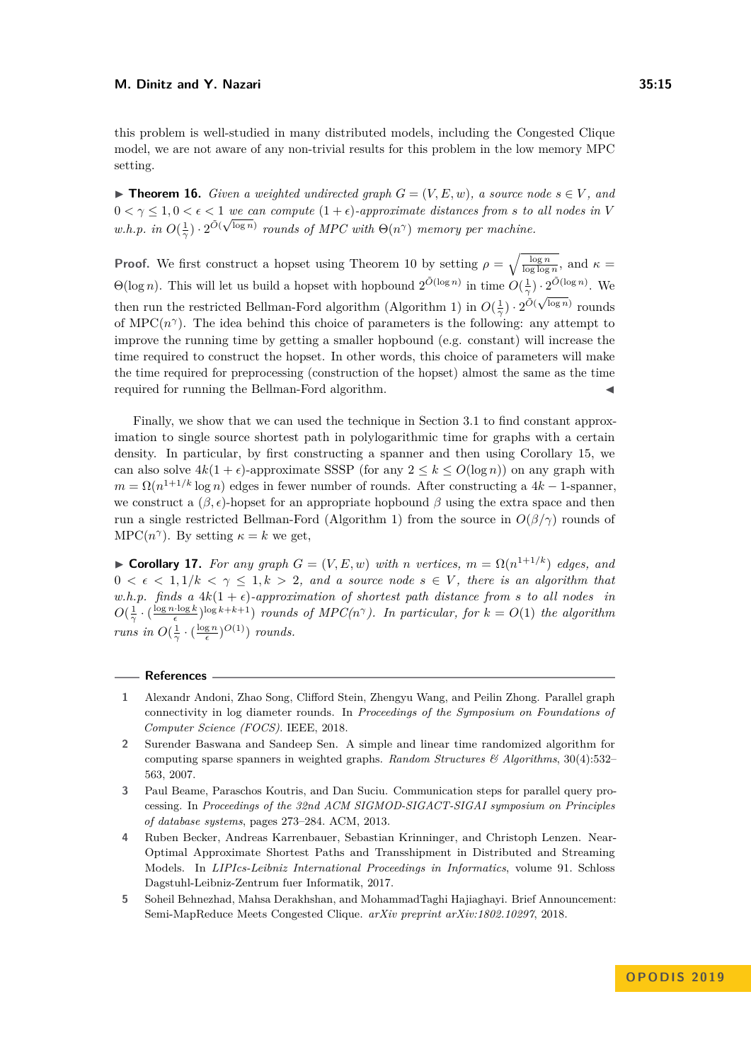this problem is well-studied in many distributed models, including the Congested Clique model, we are not aware of any non-trivial results for this problem in the low memory MPC setting.

▶ **Theorem 16.** *Given a weighted undirected graph $G = (V, E, w)$, a source node $s \in V$, and $0 < \gamma \leq 1, 0 < \epsilon < 1$ we can compute $(1 + \epsilon)$-approximate distances from $s$ to all nodes in $V$ w.h.p. in $O(\frac{1}{\gamma}) \cdot 2^{\tilde{O}(\sqrt{\log n})}$ rounds of MPC with $\Theta(n^\gamma)$ memory per machine.*

**Proof.** We first construct a hopset using Theorem 10 by setting $\rho = \sqrt{\frac{\log n}{\log \log n}}$, and $\kappa = \Theta(\log n)$. This will let us build a hopset with hopbound $2^{\tilde{O}(\log n)}$ in time $O(\frac{1}{\gamma}) \cdot 2^{\tilde{O}(\log n)}$. We then run the restricted Bellman-Ford algorithm (Algorithm 1) in $O(\frac{1}{\gamma}) \cdot 2^{\tilde{O}(\sqrt{\log n})}$ rounds of MPC$(n^\gamma)$. The idea behind this choice of parameters is the following: any attempt to improve the running time by getting a smaller hopbound (e.g. constant) will increase the time required to construct the hopset. In other words, this choice of parameters will make the time required for preprocessing (construction of the hopset) almost the same as the time required for running the Bellman-Ford algorithm. ◀

Finally, we show that we can used the technique in Section 3.1 to find constant approximation to single source shortest path in polylogarithmic time for graphs with a certain density. In particular, by first constructing a spanner and then using Corollary 15, we can also solve $4k(1 + \epsilon)$-approximate SSSP (for any $2 \leq k \leq O(\log n)$) on any graph with $m = \Omega(n^{1+1/k} \log n)$ edges in fewer number of rounds. After constructing a $4k - 1$-spanner, we construct a $(\beta, \epsilon)$-hopset for an appropriate hopbound $\beta$ using the extra space and then run a single restricted Bellman-Ford (Algorithm 1) from the source in $O(\beta/\gamma)$ rounds of MPC$(n^\gamma)$. By setting $\kappa = k$ we get,

▶ **Corollary 17.** *For any graph $G = (V, E, w)$ with $n$ vertices, $m = \Omega(n^{1+1/k})$ edges, and $0 < \epsilon < 1, 1/k < \gamma \leq 1, k > 2$, and a source node $s \in V$, there is an algorithm that w.h.p. finds a $4k(1 + \epsilon)$-approximation of shortest path distance from $s$ to all nodes in $O(\frac{1}{\gamma} \cdot (\frac{\log n \cdot \log k}{\epsilon})^{\log k + k + 1})$ rounds of MPC$(n^\gamma)$. In particular, for $k = O(1)$ the algorithm runs in $O(\frac{1}{\gamma} \cdot (\frac{\log n}{\epsilon})^{O(1)})$ rounds.*

## References

1. Alexandr Andoni, Zhao Song, Clifford Stein, Zhengyu Wang, and Peilin Zhong. Parallel graph connectivity in log diameter rounds. In *Proceedings of the Symposium on Foundations of Computer Science (FOCS)*. IEEE, 2018.
2. Surender Baswana and Sandeep Sen. A simple and linear time randomized algorithm for computing sparse spanners in weighted graphs. *Random Structures & Algorithms*, 30(4):532–563, 2007.
3. Paul Beame, Paraschos Koutris, and Dan Suciu. Communication steps for parallel query processing. In *Proceedings of the 32nd ACM SIGMOD-SIGACT-SIGAI symposium on Principles of database systems*, pages 273–284. ACM, 2013.
4. Ruben Becker, Andreas Karrenbauer, Sebastian Krinninger, and Christoph Lenzen. Near-Optimal Approximate Shortest Paths and Transshipment in Distributed and Streaming Models. In *LIPIcs-Leibniz International Proceedings in Informatics*, volume 91. Schloss Dagstuhl-Leibniz-Zentrum fuer Informatik, 2017.
5. Soheil Behnezhad, Mahsa Derakhshan, and MohammadTaghi Hajiaghayi. Brief Announcement: Semi-MapReduce Meets Congested Clique. *arXiv preprint arXiv:1802.10297*, 2018.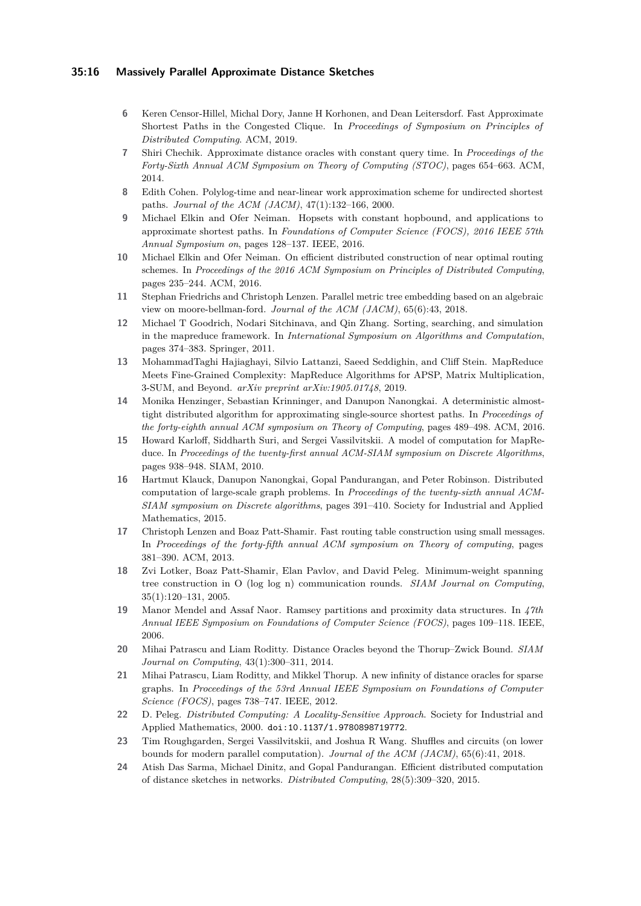6 Keren Censor-Hillel, Michal Dory, Janne H Korhonen, and Dean Leitersdorf. Fast Approximate Shortest Paths in the Congested Clique. In *Proceedings of Symposium on Principles of Distributed Computing*. ACM, 2019.

7 Shiri Chechik. Approximate distance oracles with constant query time. In *Proceedings of the Forty-Sixth Annual ACM Symposium on Theory of Computing (STOC)*, pages 654–663. ACM, 2014.

8 Edith Cohen. Polylog-time and near-linear work approximation scheme for undirected shortest paths. *Journal of the ACM (JACM)*, 47(1):132–166, 2000.

9 Michael Elkin and Ofer Neiman. Hopsets with constant hopbound, and applications to approximate shortest paths. In *Foundations of Computer Science (FOCS), 2016 IEEE 57th Annual Symposium on*, pages 128–137. IEEE, 2016.

10 Michael Elkin and Ofer Neiman. On efficient distributed construction of near optimal routing schemes. In *Proceedings of the 2016 ACM Symposium on Principles of Distributed Computing*, pages 235–244. ACM, 2016.

11 Stephan Friedrichs and Christoph Lenzen. Parallel metric tree embedding based on an algebraic view on moore-bellman-ford. *Journal of the ACM (JACM)*, 65(6):43, 2018.

12 Michael T Goodrich, Nodari Sitchinava, and Qin Zhang. Sorting, searching, and simulation in the mapreduce framework. In *International Symposium on Algorithms and Computation*, pages 374–383. Springer, 2011.

13 MohammadTaghi Hajiaghayi, Silvio Lattanzi, Saeed Seddighin, and Cliff Stein. MapReduce Meets Fine-Grained Complexity: MapReduce Algorithms for APSP, Matrix Multiplication, 3-SUM, and Beyond. *arXiv preprint arXiv:1905.01748*, 2019.

14 Monika Henzinger, Sebastian Krinninger, and Danupon Nanongkai. A deterministic almost-tight distributed algorithm for approximating single-source shortest paths. In *Proceedings of the forty-eighth annual ACM symposium on Theory of Computing*, pages 489–498. ACM, 2016.

15 Howard Karloff, Siddharth Suri, and Sergei Vassilvitskii. A model of computation for MapReduce. In *Proceedings of the twenty-first annual ACM-SIAM symposium on Discrete Algorithms*, pages 938–948. SIAM, 2010.

16 Hartmut Klauck, Danupon Nanongkai, Gopal Pandurangan, and Peter Robinson. Distributed computation of large-scale graph problems. In *Proceedings of the twenty-sixth annual ACM-SIAM symposium on Discrete algorithms*, pages 391–410. Society for Industrial and Applied Mathematics, 2015.

17 Christoph Lenzen and Boaz Patt-Shamir. Fast routing table construction using small messages. In *Proceedings of the forty-fifth annual ACM symposium on Theory of computing*, pages 381–390. ACM, 2013.

18 Zvi Lotker, Boaz Patt-Shamir, Elan Pavlov, and David Peleg. Minimum-weight spanning tree construction in O (log log n) communication rounds. *SIAM Journal on Computing*, 35(1):120–131, 2005.

19 Manor Mendel and Assaf Naor. Ramsey partitions and proximity data structures. In *47th Annual IEEE Symposium on Foundations of Computer Science (FOCS)*, pages 109–118. IEEE, 2006.

20 Mihai Patrascu and Liam Roditty. Distance Oracles beyond the Thorup–Zwick Bound. *SIAM Journal on Computing*, 43(1):300–311, 2014.

21 Mihai Patrascu, Liam Roditty, and Mikkel Thorup. A new infinity of distance oracles for sparse graphs. In *Proceedings of the 53rd Annual IEEE Symposium on Foundations of Computer Science (FOCS)*, pages 738–747. IEEE, 2012.

22 D. Peleg. *Distributed Computing: A Locality-Sensitive Approach*. Society for Industrial and Applied Mathematics, 2000. doi:10.1137/1.9780898719772.

23 Tim Roughgarden, Sergei Vassilvitskii, and Joshua R Wang. Shuffles and circuits (on lower bounds for modern parallel computation). *Journal of the ACM (JACM)*, 65(6):41, 2018.

24 Atish Das Sarma, Michael Dinitz, and Gopal Pandurangan. Efficient distributed computation of distance sketches in networks. *Distributed Computing*, 28(5):309–320, 2015.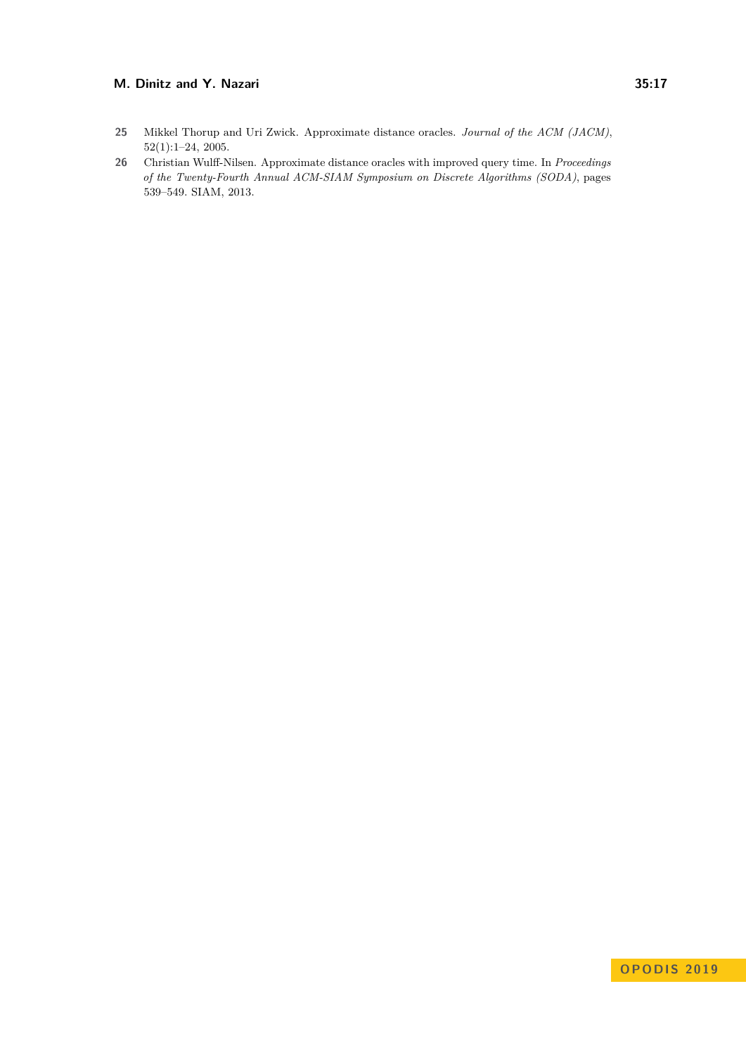25 Mikkel Thorup and Uri Zwick. Approximate distance oracles. *Journal of the ACM (JACM)*, 52(1):1–24, 2005.

26 Christian Wulff-Nilsen. Approximate distance oracles with improved query time. In *Proceedings of the Twenty-Fourth Annual ACM-SIAM Symposium on Discrete Algorithms (SODA)*, pages 539–549. SIAM, 2013.